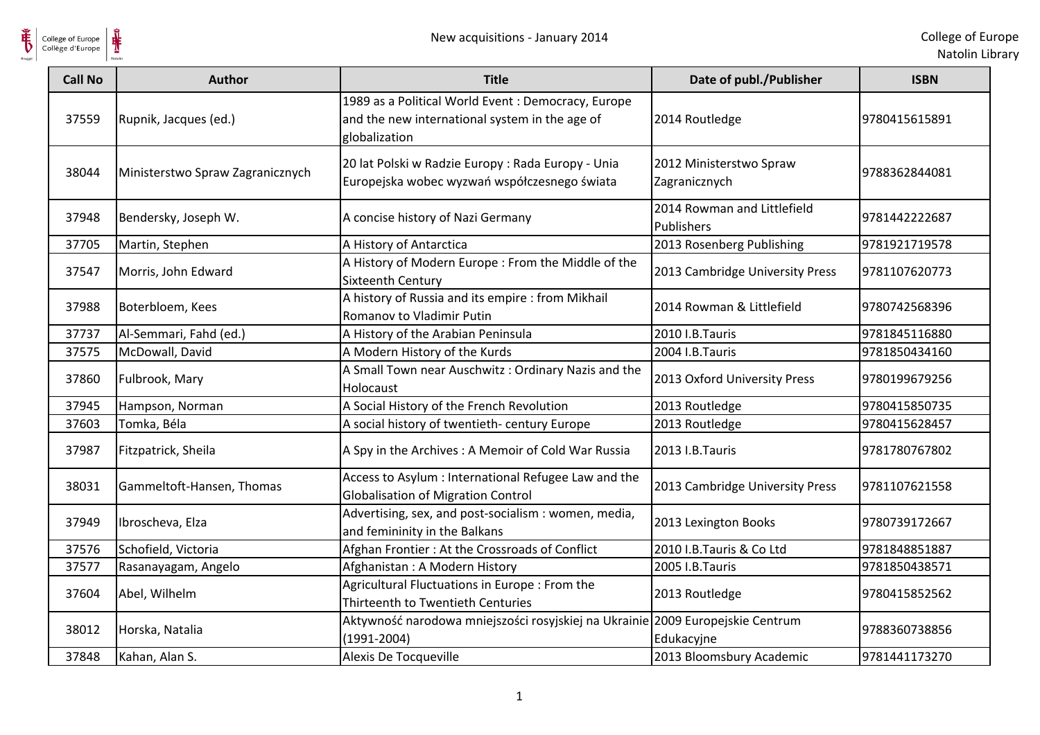# New acquisitions - January 2014

College of Europe
Natolin Library

| Call No | Author | Title | Date of publ./Publisher | ISBN |
|---|---|---|---|---|
| 37559 | Rupnik, Jacques (ed.) | 1989 as a Political World Event : Democracy, Europe and the new international system in the age of globalization | 2014 Routledge | 9780415615891 |
| 38044 | Ministerstwo Spraw Zagranicznych | 20 lat Polski w Radzie Europy : Rada Europy - Unia Europejska wobec wyzwań współczesnego świata | 2012 Ministerstwo Spraw Zagranicznych | 9788362844081 |
| 37948 | Bendersky, Joseph W. | A concise history of Nazi Germany | 2014 Rowman and Littlefield Publishers | 9781442222687 |
| 37705 | Martin, Stephen | A History of Antarctica | 2013 Rosenberg Publishing | 9781921719578 |
| 37547 | Morris, John Edward | A History of Modern Europe : From the Middle of the Sixteenth Century | 2013 Cambridge University Press | 9781107620773 |
| 37988 | Boterbloem, Kees | A history of Russia and its empire : from Mikhail Romanov to Vladimir Putin | 2014 Rowman & Littlefield | 9780742568396 |
| 37737 | Al-Semmari, Fahd (ed.) | A History of the Arabian Peninsula | 2010 I.B.Tauris | 9781845116880 |
| 37575 | McDowall, David | A Modern History of the Kurds | 2004 I.B.Tauris | 9781850434160 |
| 37860 | Fulbrook, Mary | A Small Town near Auschwitz : Ordinary Nazis and the Holocaust | 2013 Oxford University Press | 9780199679256 |
| 37945 | Hampson, Norman | A Social History of the French Revolution | 2013 Routledge | 9780415850735 |
| 37603 | Tomka, Béla | A social history of twentieth- century Europe | 2013 Routledge | 9780415628457 |
| 37987 | Fitzpatrick, Sheila | A Spy in the Archives : A Memoir of Cold War Russia | 2013 I.B.Tauris | 9781780767802 |
| 38031 | Gammeltoft-Hansen, Thomas | Access to Asylum : International Refugee Law and the Globalisation of Migration Control | 2013 Cambridge University Press | 9781107621558 |
| 37949 | Ibroscheva, Elza | Advertising, sex, and post-socialism : women, media, and femininity in the Balkans | 2013 Lexington Books | 9780739172667 |
| 37576 | Schofield, Victoria | Afghan Frontier : At the Crossroads of Conflict | 2010 I.B.Tauris & Co Ltd | 9781848851887 |
| 37577 | Rasanayagam, Angelo | Afghanistan : A Modern History | 2005 I.B.Tauris | 9781850438571 |
| 37604 | Abel, Wilhelm | Agricultural Fluctuations in Europe : From the Thirteenth to Twentieth Centuries | 2013 Routledge | 9780415852562 |
| 38012 | Horska, Natalia | Aktywność narodowa mniejszości rosyjskiej na Ukrainie (1991-2004) | 2009 Europejskie Centrum Edukacyjne | 9788360738856 |
| 37848 | Kahan, Alan S. | Alexis De Tocqueville | 2013 Bloomsbury Academic | 9781441173270 |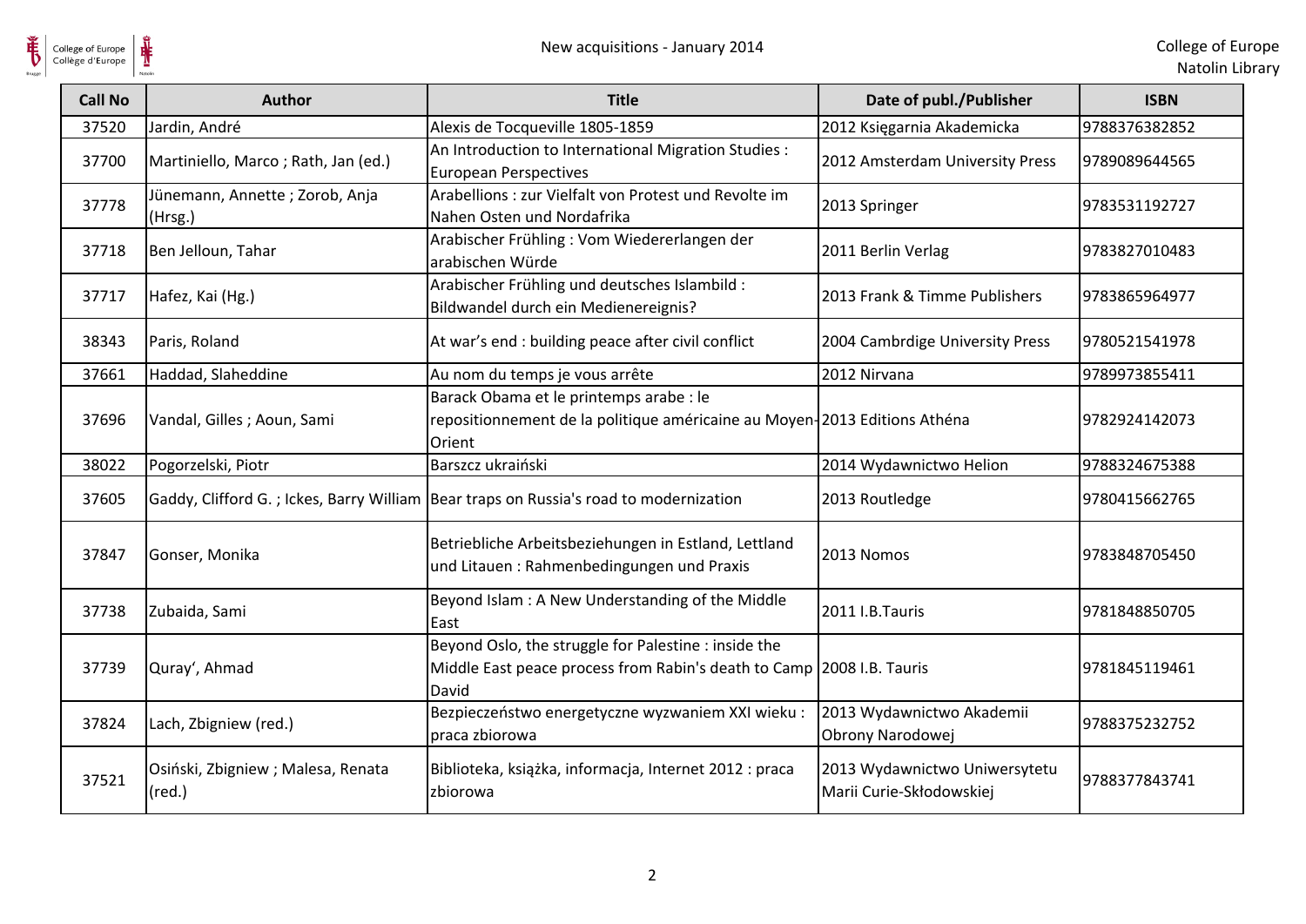| Call No | Author | Title | Date of publ./Publisher | ISBN |
|---|---|---|---|---|
| 37520 | Jardin, André | Alexis de Tocqueville 1805-1859 | 2012 Księgarnia Akademicka | 9788376382852 |
| 37700 | Martiniello, Marco ; Rath, Jan (ed.) | An Introduction to International Migration Studies : European Perspectives | 2012 Amsterdam University Press | 9789089644565 |
| 37778 | Jünemann, Annette ; Zorob, Anja (Hrsg.) | Arabellions : zur Vielfalt von Protest und Revolte im Nahen Osten und Nordafrika | 2013 Springer | 9783531192727 |
| 37718 | Ben Jelloun, Tahar | Arabischer Frühling : Vom Wiedererlangen der arabischen Würde | 2011 Berlin Verlag | 9783827010483 |
| 37717 | Hafez, Kai (Hg.) | Arabischer Frühling und deutsches Islambild : Bildwandel durch ein Medienereignis? | 2013 Frank & Timme Publishers | 9783865964977 |
| 38343 | Paris, Roland | At war's end : building peace after civil conflict | 2004 Cambrdige University Press | 9780521541978 |
| 37661 | Haddad, Slaheddine | Au nom du temps je vous arrête | 2012 Nirvana | 9789973855411 |
| 37696 | Vandal, Gilles ; Aoun, Sami | Barack Obama et le printemps arabe : le repositionnement de la politique américaine au Moyen-Orient | 2013 Editions Athéna | 9782924142073 |
| 38022 | Pogorzelski, Piotr | Barszcz ukraiński | 2014 Wydawnictwo Helion | 9788324675388 |
| 37605 | Gaddy, Clifford G. ; Ickes, Barry William | Bear traps on Russia's road to modernization | 2013 Routledge | 9780415662765 |
| 37847 | Gonser, Monika | Betriebliche Arbeitsbeziehungen in Estland, Lettland und Litauen : Rahmenbedingungen und Praxis | 2013 Nomos | 9783848705450 |
| 37738 | Zubaida, Sami | Beyond Islam : A New Understanding of the Middle East | 2011 I.B.Tauris | 9781848850705 |
| 37739 | Quray', Ahmad | Beyond Oslo, the struggle for Palestine : inside the Middle East peace process from Rabin's death to Camp David | 2008 I.B. Tauris | 9781845119461 |
| 37824 | Lach, Zbigniew (red.) | Bezpieczeństwo energetyczne wyzwaniem XXI wieku : praca zbiorowa | 2013 Wydawnictwo Akademii Obrony Narodowej | 9788375232752 |
| 37521 | Osiński, Zbigniew ; Malesa, Renata (red.) | Biblioteka, książka, informacja, Internet 2012 : praca zbiorowa | 2013 Wydawnictwo Uniwersytetu Marii Curie-Skłodowskiej | 9788377843741 |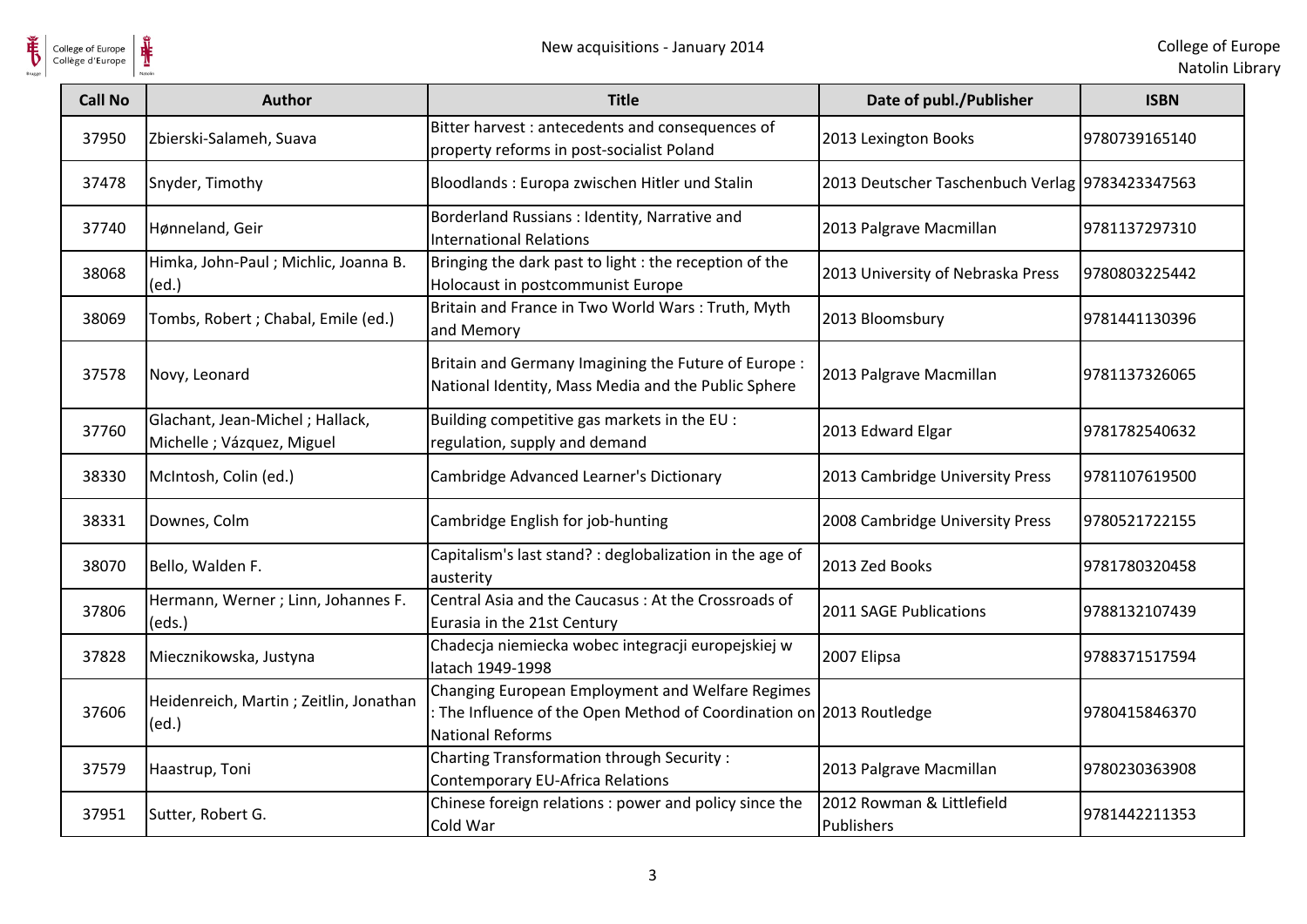| Call No | Author | Title | Date of publ./Publisher | ISBN |
| --- | --- | --- | --- | --- |
| 37950 | Zbierski-Salameh, Suava | Bitter harvest : antecedents and consequences of property reforms in post-socialist Poland | 2013 Lexington Books | 9780739165140 |
| 37478 | Snyder, Timothy | Bloodlands : Europa zwischen Hitler und Stalin | 2013 Deutscher Taschenbuch Verlag | 9783423347563 |
| 37740 | Hønneland, Geir | Borderland Russians : Identity, Narrative and International Relations | 2013 Palgrave Macmillan | 9781137297310 |
| 38068 | Himka, John-Paul ; Michlic, Joanna B. (ed.) | Bringing the dark past to light : the reception of the Holocaust in postcommunist Europe | 2013 University of Nebraska Press | 9780803225442 |
| 38069 | Tombs, Robert ; Chabal, Emile (ed.) | Britain and France in Two World Wars : Truth, Myth and Memory | 2013 Bloomsbury | 9781441130396 |
| 37578 | Novy, Leonard | Britain and Germany Imagining the Future of Europe : National Identity, Mass Media and the Public Sphere | 2013 Palgrave Macmillan | 9781137326065 |
| 37760 | Glachant, Jean-Michel ; Hallack, Michelle ; Vázquez, Miguel | Building competitive gas markets in the EU : regulation, supply and demand | 2013 Edward Elgar | 9781782540632 |
| 38330 | McIntosh, Colin (ed.) | Cambridge Advanced Learner's Dictionary | 2013 Cambridge University Press | 9781107619500 |
| 38331 | Downes, Colm | Cambridge English for job-hunting | 2008 Cambridge University Press | 9780521722155 |
| 38070 | Bello, Walden F. | Capitalism's last stand? : deglobalization in the age of austerity | 2013 Zed Books | 9781780320458 |
| 37806 | Hermann, Werner ; Linn, Johannes F. (eds.) | Central Asia and the Caucasus : At the Crossroads of Eurasia in the 21st Century | 2011 SAGE Publications | 9788132107439 |
| 37828 | Miecznikowska, Justyna | Chadecja niemiecka wobec integracji europejskiej w latach 1949-1998 | 2007 Elipsa | 9788371517594 |
| 37606 | Heidenreich, Martin ; Zeitlin, Jonathan (ed.) | Changing European Employment and Welfare Regimes : The Influence of the Open Method of Coordination on National Reforms | 2013 Routledge | 9780415846370 |
| 37579 | Haastrup, Toni | Charting Transformation through Security : Contemporary EU-Africa Relations | 2013 Palgrave Macmillan | 9780230363908 |
| 37951 | Sutter, Robert G. | Chinese foreign relations : power and policy since the Cold War | 2012 Rowman & Littlefield Publishers | 9781442211353 |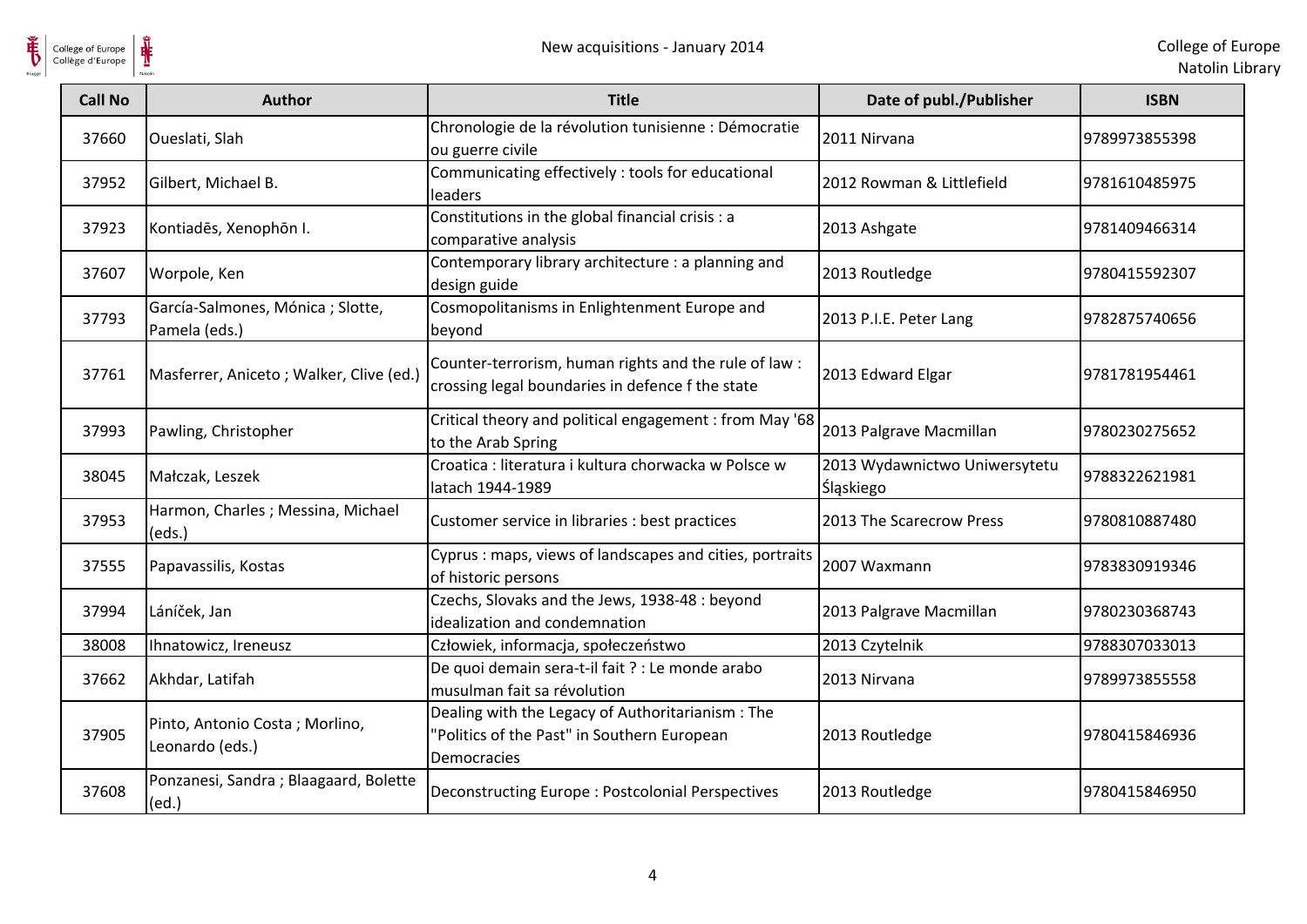| Call No | Author | Title | Date of publ./Publisher | ISBN |
|---|---|---|---|---|
| 37660 | Oueslati, Slah | Chronologie de la révolution tunisienne : Démocratie ou guerre civile | 2011 Nirvana | 9789973855398 |
| 37952 | Gilbert, Michael B. | Communicating effectively : tools for educational leaders | 2012 Rowman & Littlefield | 9781610485975 |
| 37923 | Kontiadēs, Xenophōn I. | Constitutions in the global financial crisis : a comparative analysis | 2013 Ashgate | 9781409466314 |
| 37607 | Worpole, Ken | Contemporary library architecture : a planning and design guide | 2013 Routledge | 9780415592307 |
| 37793 | García-Salmones, Mónica ; Slotte, Pamela (eds.) | Cosmopolitanisms in Enlightenment Europe and beyond | 2013 P.I.E. Peter Lang | 9782875740656 |
| 37761 | Masferrer, Aniceto ; Walker, Clive (ed.) | Counter-terrorism, human rights and the rule of law : crossing legal boundaries in defence f the state | 2013 Edward Elgar | 9781781954461 |
| 37993 | Pawling, Christopher | Critical theory and political engagement : from May '68 to the Arab Spring | 2013 Palgrave Macmillan | 9780230275652 |
| 38045 | Małczak, Leszek | Croatica : literatura i kultura chorwacka w Polsce w latach 1944-1989 | 2013 Wydawnictwo Uniwersytetu Śląskiego | 9788322621981 |
| 37953 | Harmon, Charles ; Messina, Michael (eds.) | Customer service in libraries : best practices | 2013 The Scarecrow Press | 9780810887480 |
| 37555 | Papavassilis, Kostas | Cyprus : maps, views of landscapes and cities, portraits of historic persons | 2007 Waxmann | 9783830919346 |
| 37994 | Láníček, Jan | Czechs, Slovaks and the Jews, 1938-48 : beyond idealization and condemnation | 2013 Palgrave Macmillan | 9780230368743 |
| 38008 | Ihnatowicz, Ireneusz | Człowiek, informacja, społeczeństwo | 2013 Czytelnik | 9788307033013 |
| 37662 | Akhdar, Latifah | De quoi demain sera-t-il fait ? : Le monde arabo musulman fait sa révolution | 2013 Nirvana | 9789973855558 |
| 37905 | Pinto, Antonio Costa ; Morlino, Leonardo (eds.) | Dealing with the Legacy of Authoritarianism : The "Politics of the Past" in Southern European Democracies | 2013 Routledge | 9780415846936 |
| 37608 | Ponzanesi, Sandra ; Blaagaard, Bolette (ed.) | Deconstructing Europe : Postcolonial Perspectives | 2013 Routledge | 9780415846950 |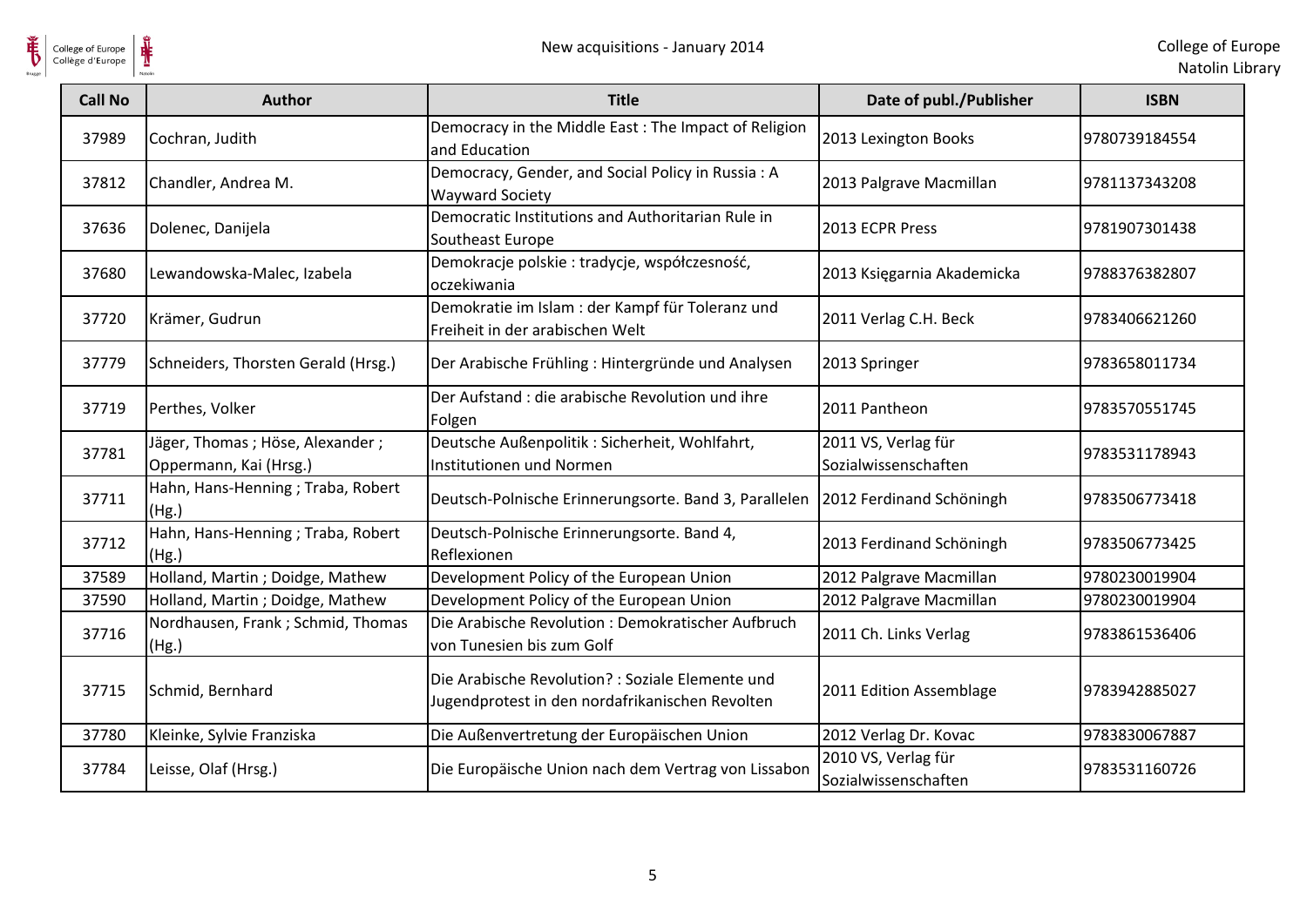| Call No | Author | Title | Date of publ./Publisher | ISBN |
| --- | --- | --- | --- | --- |
| 37989 | Cochran, Judith | Democracy in the Middle East : The Impact of Religion and Education | 2013 Lexington Books | 9780739184554 |
| 37812 | Chandler, Andrea M. | Democracy, Gender, and Social Policy in Russia : A Wayward Society | 2013 Palgrave Macmillan | 9781137343208 |
| 37636 | Dolenec, Danijela | Democratic Institutions and Authoritarian Rule in Southeast Europe | 2013 ECPR Press | 9781907301438 |
| 37680 | Lewandowska-Malec, Izabela | Demokracje polskie : tradycje, współczesność, oczekiwania | 2013 Księgarnia Akademicka | 9788376382807 |
| 37720 | Krämer, Gudrun | Demokratie im Islam : der Kampf für Toleranz und Freiheit in der arabischen Welt | 2011 Verlag C.H. Beck | 9783406621260 |
| 37779 | Schneiders, Thorsten Gerald (Hrsg.) | Der Arabische Frühling : Hintergründe und Analysen | 2013 Springer | 9783658011734 |
| 37719 | Perthes, Volker | Der Aufstand : die arabische Revolution und ihre Folgen | 2011 Pantheon | 9783570551745 |
| 37781 | Jäger, Thomas ; Höse, Alexander ; Oppermann, Kai (Hrsg.) | Deutsche Außenpolitik : Sicherheit, Wohlfahrt, Institutionen und Normen | 2011 VS, Verlag für Sozialwissenschaften | 9783531178943 |
| 37711 | Hahn, Hans-Henning ; Traba, Robert (Hg.) | Deutsch-Polnische Erinnerungsorte. Band 3, Parallelen | 2012 Ferdinand Schöningh | 9783506773418 |
| 37712 | Hahn, Hans-Henning ; Traba, Robert (Hg.) | Deutsch-Polnische Erinnerungsorte. Band 4, Reflexionen | 2013 Ferdinand Schöningh | 9783506773425 |
| 37589 | Holland, Martin ; Doidge, Mathew | Development Policy of the European Union | 2012 Palgrave Macmillan | 9780230019904 |
| 37590 | Holland, Martin ; Doidge, Mathew | Development Policy of the European Union | 2012 Palgrave Macmillan | 9780230019904 |
| 37716 | Nordhausen, Frank ; Schmid, Thomas (Hg.) | Die Arabische Revolution : Demokratischer Aufbruch von Tunesien bis zum Golf | 2011 Ch. Links Verlag | 9783861536406 |
| 37715 | Schmid, Bernhard | Die Arabische Revolution? : Soziale Elemente und Jugendprotest in den nordafrikanischen Revolten | 2011 Edition Assemblage | 9783942885027 |
| 37780 | Kleinke, Sylvie Franziska | Die Außenvertretung der Europäischen Union | 2012 Verlag Dr. Kovac | 9783830067887 |
| 37784 | Leisse, Olaf (Hrsg.) | Die Europäische Union nach dem Vertrag von Lissabon | 2010 VS, Verlag für Sozialwissenschaften | 9783531160726 |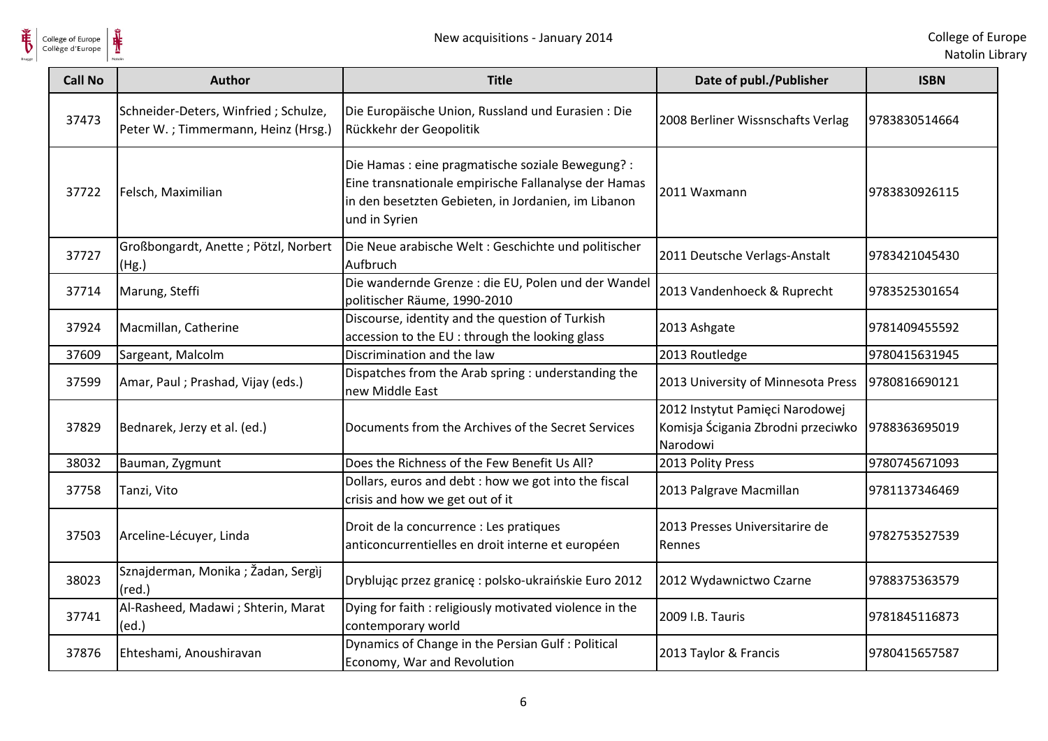| Call No | Author | Title | Date of publ./Publisher | ISBN |
|---|---|---|---|---|
| 37473 | Schneider-Deters, Winfried ; Schulze, Peter W. ; Timmermann, Heinz (Hrsg.) | Die Europäische Union, Russland und Eurasien : Die Rückkehr der Geopolitik | 2008 Berliner Wissnschafts Verlag | 9783830514664 |
| 37722 | Felsch, Maximilian | Die Hamas : eine pragmatische soziale Bewegung? : Eine transnationale empirische Fallanalyse der Hamas in den besetzten Gebieten, in Jordanien, im Libanon und in Syrien | 2011 Waxmann | 9783830926115 |
| 37727 | Großbongardt, Anette ; Pötzl, Norbert (Hg.) | Die Neue arabische Welt : Geschichte und politischer Aufbruch | 2011 Deutsche Verlags-Anstalt | 9783421045430 |
| 37714 | Marung, Steffi | Die wandernde Grenze : die EU, Polen und der Wandel politischer Räume, 1990-2010 | 2013 Vandenhoeck & Ruprecht | 9783525301654 |
| 37924 | Macmillan, Catherine | Discourse, identity and the question of Turkish accession to the EU : through the looking glass | 2013 Ashgate | 9781409455592 |
| 37609 | Sargeant, Malcolm | Discrimination and the law | 2013 Routledge | 9780415631945 |
| 37599 | Amar, Paul ; Prashad, Vijay (eds.) | Dispatches from the Arab spring : understanding the new Middle East | 2013 University of Minnesota Press | 9780816690121 |
| 37829 | Bednarek, Jerzy et al. (ed.) | Documents from the Archives of the Secret Services | 2012 Instytut Pamięci Narodowej Komisja Ścigania Zbrodni przeciwko Narodowi | 9788363695019 |
| 38032 | Bauman, Zygmunt | Does the Richness of the Few Benefit Us All? | 2013 Polity Press | 9780745671093 |
| 37758 | Tanzi, Vito | Dollars, euros and debt : how we got into the fiscal crisis and how we get out of it | 2013 Palgrave Macmillan | 9781137346469 |
| 37503 | Arceline-Lécuyer, Linda | Droit de la concurrence : Les pratiques anticoncurrentielles en droit interne et européen | 2013 Presses Universitarire de Rennes | 9782753527539 |
| 38023 | Sznajderman, Monika ; Žadan, Sergìj (red.) | Dryblując przez granicę : polsko-ukraińskie Euro 2012 | 2012 Wydawnictwo Czarne | 9788375363579 |
| 37741 | Al-Rasheed, Madawi ; Shterin, Marat (ed.) | Dying for faith : religiously motivated violence in the contemporary world | 2009 I.B. Tauris | 9781845116873 |
| 37876 | Ehteshami, Anoushiravan | Dynamics of Change in the Persian Gulf : Political Economy, War and Revolution | 2013 Taylor & Francis | 9780415657587 |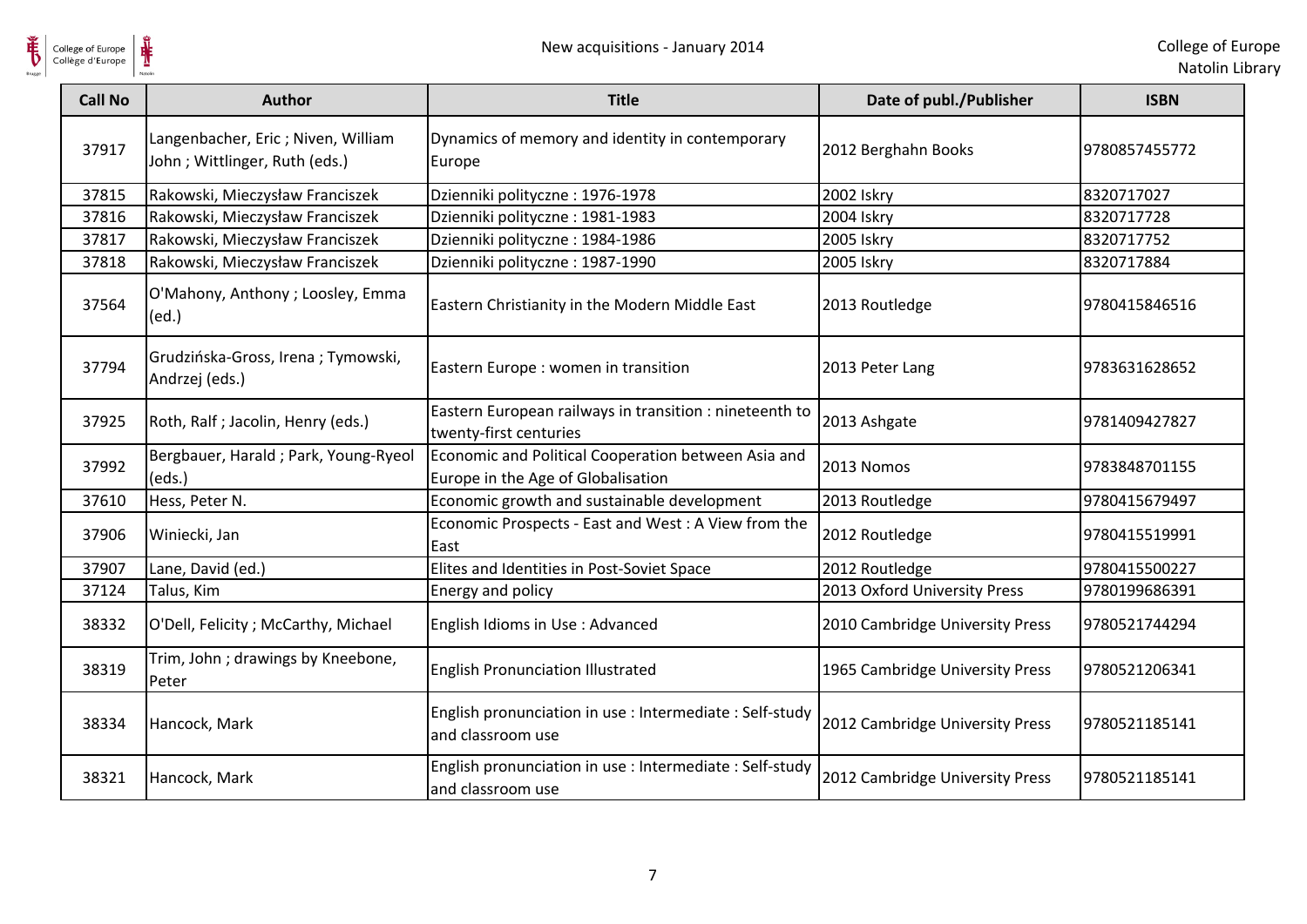| Call No | Author | Title | Date of publ./Publisher | ISBN |
| --- | --- | --- | --- | --- |
| 37917 | Langenbacher, Eric ; Niven, William John ; Wittlinger, Ruth (eds.) | Dynamics of memory and identity in contemporary Europe | 2012 Berghahn Books | 9780857455772 |
| 37815 | Rakowski, Mieczysław Franciszek | Dzienniki polityczne : 1976-1978 | 2002 Iskry | 8320717027 |
| 37816 | Rakowski, Mieczysław Franciszek | Dzienniki polityczne : 1981-1983 | 2004 Iskry | 8320717728 |
| 37817 | Rakowski, Mieczysław Franciszek | Dzienniki polityczne : 1984-1986 | 2005 Iskry | 8320717752 |
| 37818 | Rakowski, Mieczysław Franciszek | Dzienniki polityczne : 1987-1990 | 2005 Iskry | 8320717884 |
| 37564 | O'Mahony, Anthony ; Loosley, Emma (ed.) | Eastern Christianity in the Modern Middle East | 2013 Routledge | 9780415846516 |
| 37794 | Grudzińska-Gross, Irena ; Tymowski, Andrzej (eds.) | Eastern Europe : women in transition | 2013 Peter Lang | 9783631628652 |
| 37925 | Roth, Ralf ; Jacolin, Henry (eds.) | Eastern European railways in transition : nineteenth to twenty-first centuries | 2013 Ashgate | 9781409427827 |
| 37992 | Bergbauer, Harald ; Park, Young-Ryeol (eds.) | Economic and Political Cooperation between Asia and Europe in the Age of Globalisation | 2013 Nomos | 9783848701155 |
| 37610 | Hess, Peter N. | Economic growth and sustainable development | 2013 Routledge | 9780415679497 |
| 37906 | Winiecki, Jan | Economic Prospects - East and West : A View from the East | 2012 Routledge | 9780415519991 |
| 37907 | Lane, David (ed.) | Elites and Identities in Post-Soviet Space | 2012 Routledge | 9780415500227 |
| 37124 | Talus, Kim | Energy and policy | 2013 Oxford University Press | 9780199686391 |
| 38332 | O'Dell, Felicity ; McCarthy, Michael | English Idioms in Use : Advanced | 2010 Cambridge University Press | 9780521744294 |
| 38319 | Trim, John ; drawings by Kneebone, Peter | English Pronunciation Illustrated | 1965 Cambridge University Press | 9780521206341 |
| 38334 | Hancock, Mark | English pronunciation in use : Intermediate : Self-study and classroom use | 2012 Cambridge University Press | 9780521185141 |
| 38321 | Hancock, Mark | English pronunciation in use : Intermediate : Self-study and classroom use | 2012 Cambridge University Press | 9780521185141 |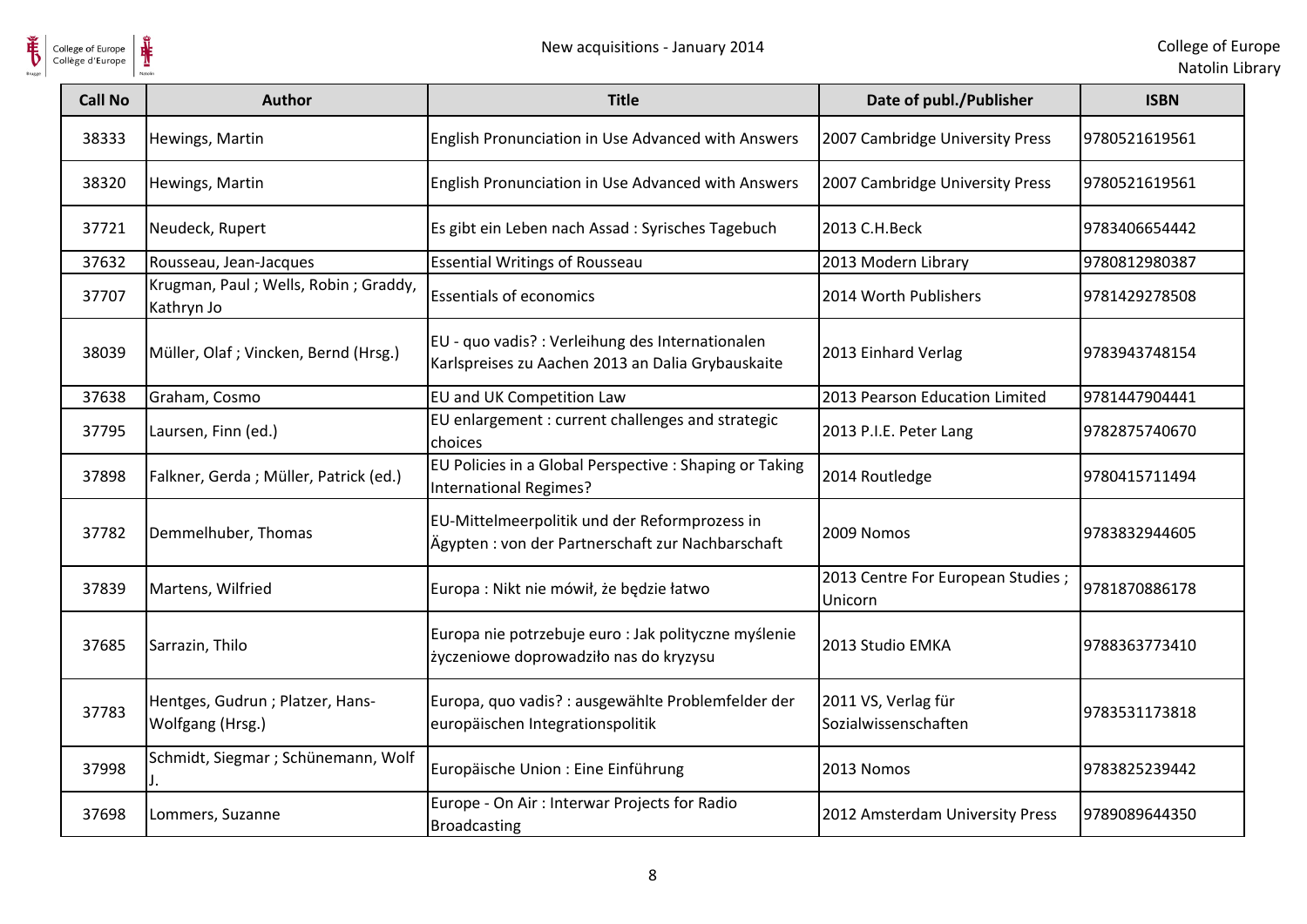| Call No | Author | Title | Date of publ./Publisher | ISBN |
|---|---|---|---|---|
| 38333 | Hewings, Martin | English Pronunciation in Use Advanced with Answers | 2007 Cambridge University Press | 9780521619561 |
| 38320 | Hewings, Martin | English Pronunciation in Use Advanced with Answers | 2007 Cambridge University Press | 9780521619561 |
| 37721 | Neudeck, Rupert | Es gibt ein Leben nach Assad : Syrisches Tagebuch | 2013 C.H.Beck | 9783406654442 |
| 37632 | Rousseau, Jean-Jacques | Essential Writings of Rousseau | 2013 Modern Library | 9780812980387 |
| 37707 | Krugman, Paul ; Wells, Robin ; Graddy, Kathryn Jo | Essentials of economics | 2014 Worth Publishers | 9781429278508 |
| 38039 | Müller, Olaf ; Vincken, Bernd (Hrsg.) | EU - quo vadis? : Verleihung des Internationalen Karlspreises zu Aachen 2013 an Dalia Grybauskaite | 2013 Einhard Verlag | 9783943748154 |
| 37638 | Graham, Cosmo | EU and UK Competition Law | 2013 Pearson Education Limited | 9781447904441 |
| 37795 | Laursen, Finn (ed.) | EU enlargement : current challenges and strategic choices | 2013 P.I.E. Peter Lang | 9782875740670 |
| 37898 | Falkner, Gerda ; Müller, Patrick (ed.) | EU Policies in a Global Perspective : Shaping or Taking International Regimes? | 2014 Routledge | 9780415711494 |
| 37782 | Demmelhuber, Thomas | EU-Mittelmeerpolitik und der Reformprozess in Ägypten : von der Partnerschaft zur Nachbarschaft | 2009 Nomos | 9783832944605 |
| 37839 | Martens, Wilfried | Europa : Nikt nie mówił, że będzie łatwo | 2013 Centre For European Studies ; Unicorn | 9781870886178 |
| 37685 | Sarrazin, Thilo | Europa nie potrzebuje euro : Jak polityczne myślenie życzeniowe doprowadziło nas do kryzysu | 2013 Studio EMKA | 9788363773410 |
| 37783 | Hentges, Gudrun ; Platzer, Hans-Wolfgang (Hrsg.) | Europa, quo vadis? : ausgewählte Problemfelder der europäischen Integrationspolitik | 2011 VS, Verlag für Sozialwissenschaften | 9783531173818 |
| 37998 | Schmidt, Siegmar ; Schünemann, Wolf J. | Europäische Union : Eine Einführung | 2013 Nomos | 9783825239442 |
| 37698 | Lommers, Suzanne | Europe - On Air : Interwar Projects for Radio Broadcasting | 2012 Amsterdam University Press | 9789089644350 |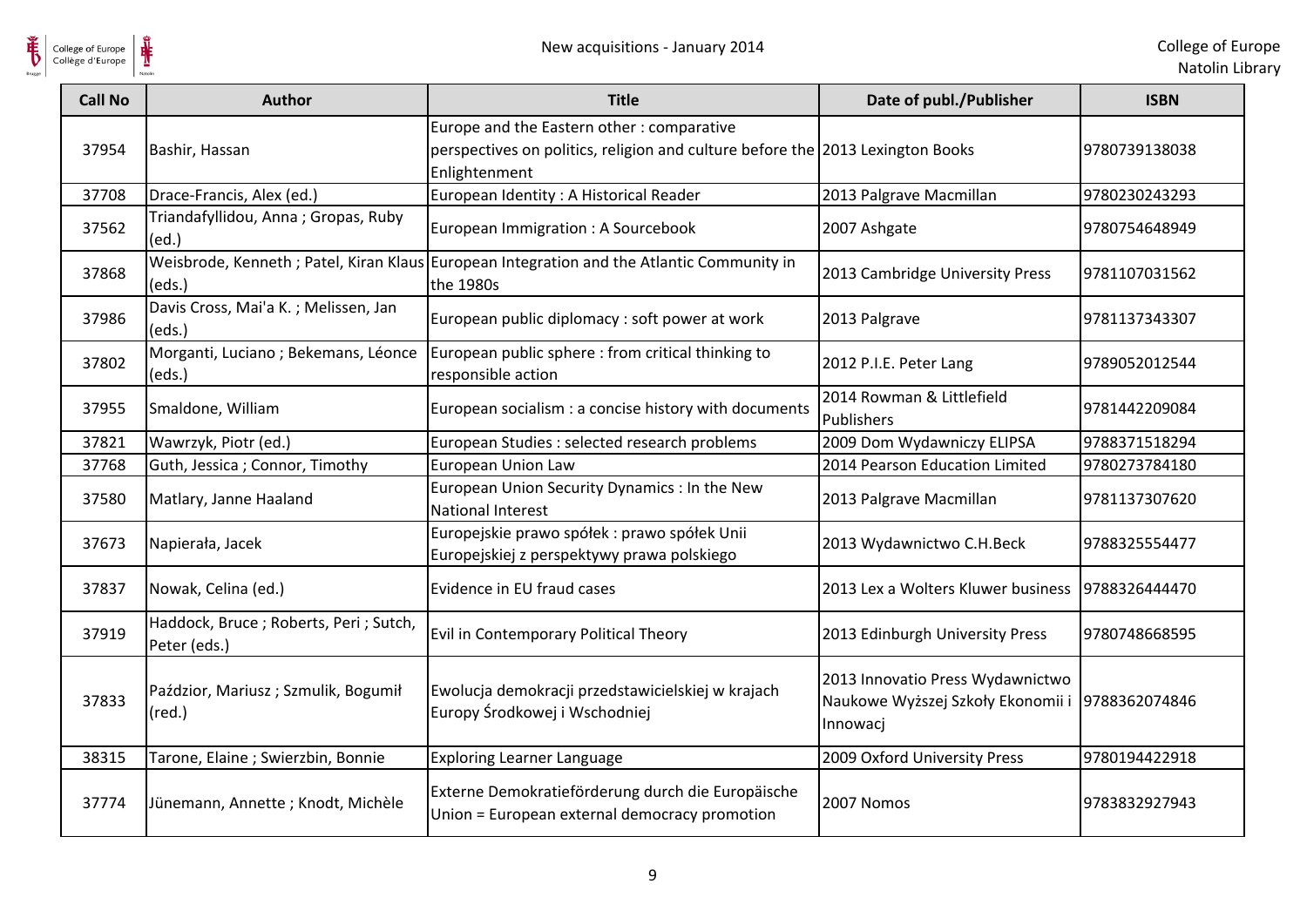| Call No | Author | Title | Date of publ./Publisher | ISBN |
|---|---|---|---|---|
| 37954 | Bashir, Hassan | Europe and the Eastern other : comparative perspectives on politics, religion and culture before the Enlightenment | 2013 Lexington Books | 9780739138038 |
| 37708 | Drace-Francis, Alex (ed.) | European Identity : A Historical Reader | 2013 Palgrave Macmillan | 9780230243293 |
| 37562 | Triandafyllidou, Anna ; Gropas, Ruby (ed.) | European Immigration : A Sourcebook | 2007 Ashgate | 9780754648949 |
| 37868 | Weisbrode, Kenneth ; Patel, Kiran Klaus (eds.) | European Integration and the Atlantic Community in the 1980s | 2013 Cambridge University Press | 9781107031562 |
| 37986 | Davis Cross, Mai'a K. ; Melissen, Jan (eds.) | European public diplomacy : soft power at work | 2013 Palgrave | 9781137343307 |
| 37802 | Morganti, Luciano ; Bekemans, Léonce (eds.) | European public sphere : from critical thinking to responsible action | 2012 P.I.E. Peter Lang | 9789052012544 |
| 37955 | Smaldone, William | European socialism : a concise history with documents | 2014 Rowman & Littlefield Publishers | 9781442209084 |
| 37821 | Wawrzyk, Piotr (ed.) | European Studies : selected research problems | 2009 Dom Wydawniczy ELIPSA | 9788371518294 |
| 37768 | Guth, Jessica ; Connor, Timothy | European Union Law | 2014 Pearson Education Limited | 9780273784180 |
| 37580 | Matlary, Janne Haaland | European Union Security Dynamics : In the New National Interest | 2013 Palgrave Macmillan | 9781137307620 |
| 37673 | Napierała, Jacek | Europejskie prawo spółek : prawo spółek Unii Europejskiej z perspektywy prawa polskiego | 2013 Wydawnictwo C.H.Beck | 9788325554477 |
| 37837 | Nowak, Celina (ed.) | Evidence in EU fraud cases | 2013 Lex a Wolters Kluwer business | 9788326444470 |
| 37919 | Haddock, Bruce ; Roberts, Peri ; Sutch, Peter (eds.) | Evil in Contemporary Political Theory | 2013 Edinburgh University Press | 9780748668595 |
| 37833 | Paździor, Mariusz ; Szmulik, Bogumił (red.) | Ewolucja demokracji przedstawicielskiej w krajach Europy Środkowej i Wschodniej | 2013 Innovatio Press Wydawnictwo Naukowe Wyższej Szkoły Ekonomii i Innowacj | 9788362074846 |
| 38315 | Tarone, Elaine ; Swierzbin, Bonnie | Exploring Learner Language | 2009 Oxford University Press | 9780194422918 |
| 37774 | Jünemann, Annette ; Knodt, Michèle | Externe Demokratieförderung durch die Europäische Union = European external democracy promotion | 2007 Nomos | 9783832927943 |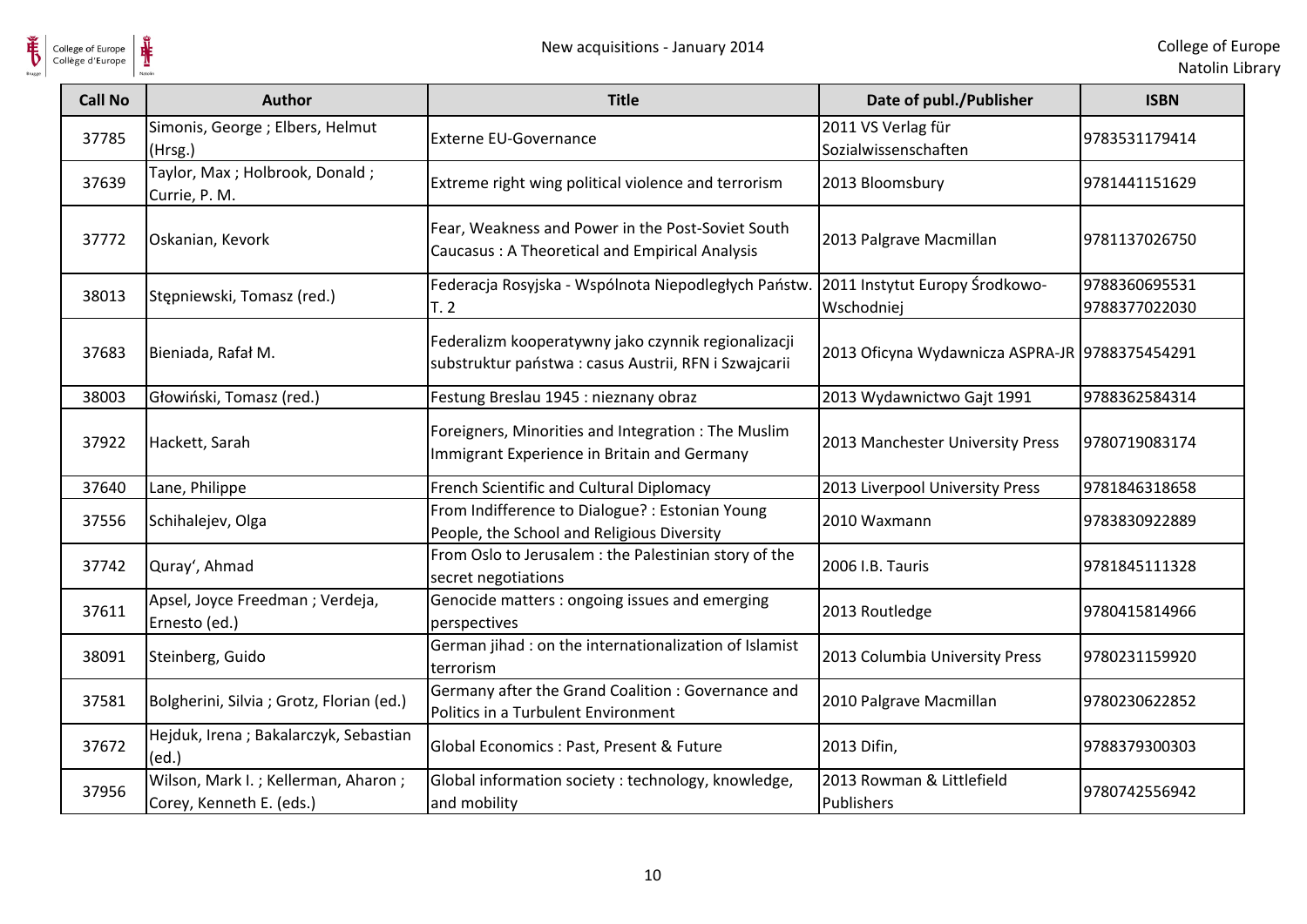| Call No | Author | Title | Date of publ./Publisher | ISBN |
| --- | --- | --- | --- | --- |
| 37785 | Simonis, George ; Elbers, Helmut (Hrsg.) | Externe EU-Governance | 2011 VS Verlag für Sozialwissenschaften | 9783531179414 |
| 37639 | Taylor, Max ; Holbrook, Donald ; Currie, P. M. | Extreme right wing political violence and terrorism | 2013 Bloomsbury | 9781441151629 |
| 37772 | Oskanian, Kevork | Fear, Weakness and Power in the Post-Soviet South Caucasus : A Theoretical and Empirical Analysis | 2013 Palgrave Macmillan | 9781137026750 |
| 38013 | Stępniewski, Tomasz (red.) | Federacja Rosyjska - Wspólnota Niepodległych Państw. T. 2 | 2011 Instytut Europy Środkowo-Wschodniej | 9788360695531 9788377022030 |
| 37683 | Bieniada, Rafał M. | Federalizm kooperatywny jako czynnik regionalizacji substruktur państwa : casus Austrii, RFN i Szwajcarii | 2013 Oficyna Wydawnicza ASPRA-JR | 9788375454291 |
| 38003 | Głowiński, Tomasz (red.) | Festung Breslau 1945 : nieznany obraz | 2013 Wydawnictwo Gajt 1991 | 9788362584314 |
| 37922 | Hackett, Sarah | Foreigners, Minorities and Integration : The Muslim Immigrant Experience in Britain and Germany | 2013 Manchester University Press | 9780719083174 |
| 37640 | Lane, Philippe | French Scientific and Cultural Diplomacy | 2013 Liverpool University Press | 9781846318658 |
| 37556 | Schihalejev, Olga | From Indifference to Dialogue? : Estonian Young People, the School and Religious Diversity | 2010 Waxmann | 9783830922889 |
| 37742 | Quray', Ahmad | From Oslo to Jerusalem : the Palestinian story of the secret negotiations | 2006 I.B. Tauris | 9781845111328 |
| 37611 | Apsel, Joyce Freedman ; Verdeja, Ernesto (ed.) | Genocide matters : ongoing issues and emerging perspectives | 2013 Routledge | 9780415814966 |
| 38091 | Steinberg, Guido | German jihad : on the internationalization of Islamist terrorism | 2013 Columbia University Press | 9780231159920 |
| 37581 | Bolgherini, Silvia ; Grotz, Florian (ed.) | Germany after the Grand Coalition : Governance and Politics in a Turbulent Environment | 2010 Palgrave Macmillan | 9780230622852 |
| 37672 | Hejduk, Irena ; Bakalarczyk, Sebastian (ed.) | Global Economics : Past, Present & Future | 2013 Difin, | 9788379300303 |
| 37956 | Wilson, Mark I. ; Kellerman, Aharon ; Corey, Kenneth E. (eds.) | Global information society : technology, knowledge, and mobility | 2013 Rowman & Littlefield Publishers | 9780742556942 |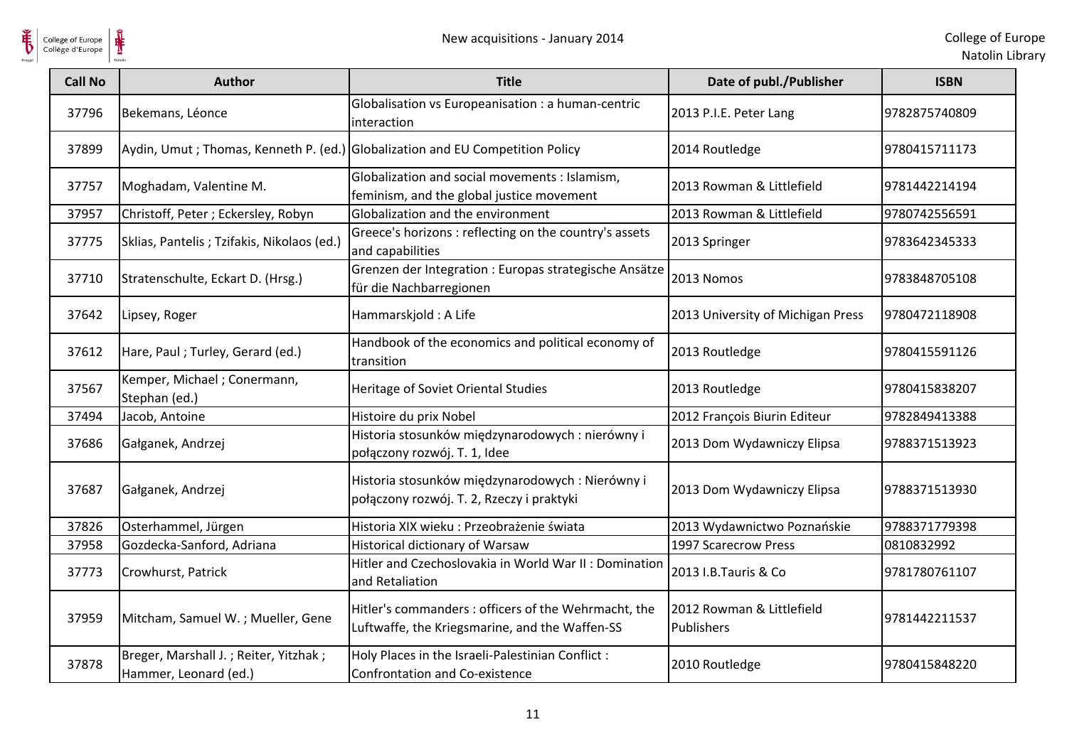| Call No | Author | Title | Date of publ./Publisher | ISBN |
| --- | --- | --- | --- | --- |
| 37796 | Bekemans, Léonce | Globalisation vs Europeanisation : a human-centric interaction | 2013 P.I.E. Peter Lang | 9782875740809 |
| 37899 | Aydin, Umut ; Thomas, Kenneth P. (ed.) | Globalization and EU Competition Policy | 2014 Routledge | 9780415711173 |
| 37757 | Moghadam, Valentine M. | Globalization and social movements : Islamism, feminism, and the global justice movement | 2013 Rowman & Littlefield | 9781442214194 |
| 37957 | Christoff, Peter ; Eckersley, Robyn | Globalization and the environment | 2013 Rowman & Littlefield | 9780742556591 |
| 37775 | Sklias, Pantelis ; Tzifakis, Nikolaos (ed.) | Greece's horizons : reflecting on the country's assets and capabilities | 2013 Springer | 9783642345333 |
| 37710 | Stratenschulte, Eckart D. (Hrsg.) | Grenzen der Integration : Europas strategische Ansätze für die Nachbarregionen | 2013 Nomos | 9783848705108 |
| 37642 | Lipsey, Roger | Hammarskjold : A Life | 2013 University of Michigan Press | 9780472118908 |
| 37612 | Hare, Paul ; Turley, Gerard (ed.) | Handbook of the economics and political economy of transition | 2013 Routledge | 9780415591126 |
| 37567 | Kemper, Michael ; Conermann, Stephan (ed.) | Heritage of Soviet Oriental Studies | 2013 Routledge | 9780415838207 |
| 37494 | Jacob, Antoine | Histoire du prix Nobel | 2012 François Biurin Editeur | 9782849413388 |
| 37686 | Gałganek, Andrzej | Historia stosunków międzynarodowych : nierówny i połączony rozwój. T. 1, Idee | 2013 Dom Wydawniczy Elipsa | 9788371513923 |
| 37687 | Gałganek, Andrzej | Historia stosunków międzynarodowych : Nierówny i połączony rozwój. T. 2, Rzeczy i praktyki | 2013 Dom Wydawniczy Elipsa | 9788371513930 |
| 37826 | Osterhammel, Jürgen | Historia XIX wieku : Przeobrażenie świata | 2013 Wydawnictwo Poznańskie | 9788371779398 |
| 37958 | Gozdecka-Sanford, Adriana | Historical dictionary of Warsaw | 1997 Scarecrow Press | 0810832992 |
| 37773 | Crowhurst, Patrick | Hitler and Czechoslovakia in World War II : Domination and Retaliation | 2013 I.B.Tauris & Co | 9781780761107 |
| 37959 | Mitcham, Samuel W. ; Mueller, Gene | Hitler's commanders : officers of the Wehrmacht, the Luftwaffe, the Kriegsmarine, and the Waffen-SS | 2012 Rowman & Littlefield Publishers | 9781442211537 |
| 37878 | Breger, Marshall J. ; Reiter, Yitzhak ; Hammer, Leonard (ed.) | Holy Places in the Israeli-Palestinian Conflict : Confrontation and Co-existence | 2010 Routledge | 9780415848220 |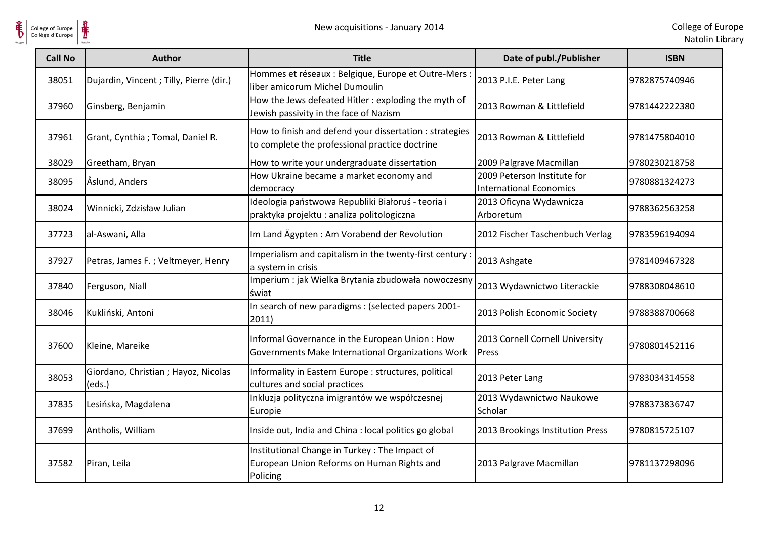| Call No | Author | Title | Date of publ./Publisher | ISBN |
|---|---|---|---|---|
| 38051 | Dujardin, Vincent ; Tilly, Pierre (dir.) | Hommes et réseaux : Belgique, Europe et Outre-Mers : liber amicorum Michel Dumoulin | 2013 P.I.E. Peter Lang | 9782875740946 |
| 37960 | Ginsberg, Benjamin | How the Jews defeated Hitler : exploding the myth of Jewish passivity in the face of Nazism | 2013 Rowman & Littlefield | 9781442222380 |
| 37961 | Grant, Cynthia ; Tomal, Daniel R. | How to finish and defend your dissertation : strategies to complete the professional practice doctrine | 2013 Rowman & Littlefield | 9781475804010 |
| 38029 | Greetham, Bryan | How to write your undergraduate dissertation | 2009 Palgrave Macmillan | 9780230218758 |
| 38095 | Åslund, Anders | How Ukraine became a market economy and democracy | 2009 Peterson Institute for International Economics | 9780881324273 |
| 38024 | Winnicki, Zdzisław Julian | Ideologia państwowa Republiki Białoruś - teoria i praktyka projektu : analiza politologiczna | 2013 Oficyna Wydawnicza Arboretum | 9788362563258 |
| 37723 | al-Aswani, Alla | Im Land Ägypten : Am Vorabend der Revolution | 2012 Fischer Taschenbuch Verlag | 9783596194094 |
| 37927 | Petras, James F. ; Veltmeyer, Henry | Imperialism and capitalism in the twenty-first century : a system in crisis | 2013 Ashgate | 9781409467328 |
| 37840 | Ferguson, Niall | Imperium : jak Wielka Brytania zbudowała nowoczesny świat | 2013 Wydawnictwo Literackie | 9788308048610 |
| 38046 | Kukliński, Antoni | In search of new paradigms : (selected papers 2001-2011) | 2013 Polish Economic Society | 9788388700668 |
| 37600 | Kleine, Mareike | Informal Governance in the European Union : How Governments Make International Organizations Work | 2013 Cornell Cornell University Press | 9780801452116 |
| 38053 | Giordano, Christian ; Hayoz, Nicolas (eds.) | Informality in Eastern Europe : structures, political cultures and social practices | 2013 Peter Lang | 9783034314558 |
| 37835 | Lesińska, Magdalena | Inkluzja polityczna imigrantów we współczesnej Europie | 2013 Wydawnictwo Naukowe Scholar | 9788373836747 |
| 37699 | Antholis, William | Inside out, India and China : local politics go global | 2013 Brookings Institution Press | 9780815725107 |
| 37582 | Piran, Leila | Institutional Change in Turkey : The Impact of European Union Reforms on Human Rights and Policing | 2013 Palgrave Macmillan | 9781137298096 |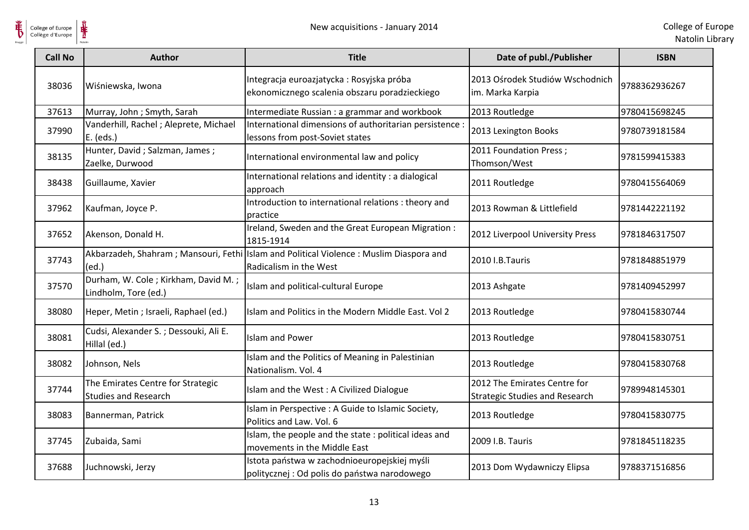| Call No | Author | Title | Date of publ./Publisher | ISBN |
|---|---|---|---|---|
| 38036 | Wiśniewska, Iwona | Integracja euroazjatycka : Rosyjska próba ekonomicznego scalenia obszaru poradzieckiego | 2013 Ośrodek Studiów Wschodnich im. Marka Karpia | 9788362936267 |
| 37613 | Murray, John ; Smyth, Sarah | Intermediate Russian : a grammar and workbook | 2013 Routledge | 9780415698245 |
| 37990 | Vanderhill, Rachel ; Aleprete, Michael E. (eds.) | International dimensions of authoritarian persistence : lessons from post-Soviet states | 2013 Lexington Books | 9780739181584 |
| 38135 | Hunter, David ; Salzman, James ; Zaelke, Durwood | International environmental law and policy | 2011 Foundation Press ; Thomson/West | 9781599415383 |
| 38438 | Guillaume, Xavier | International relations and identity : a dialogical approach | 2011 Routledge | 9780415564069 |
| 37962 | Kaufman, Joyce P. | Introduction to international relations : theory and practice | 2013 Rowman & Littlefield | 9781442221192 |
| 37652 | Akenson, Donald H. | Ireland, Sweden and the Great European Migration : 1815-1914 | 2012 Liverpool University Press | 9781846317507 |
| 37743 | Akbarzadeh, Shahram ; Mansouri, Fethi (ed.) | Islam and Political Violence : Muslim Diaspora and Radicalism in the West | 2010 I.B.Tauris | 9781848851979 |
| 37570 | Durham, W. Cole ; Kirkham, David M. ; Lindholm, Tore (ed.) | Islam and political-cultural Europe | 2013 Ashgate | 9781409452997 |
| 38080 | Heper, Metin ; Israeli, Raphael (ed.) | Islam and Politics in the Modern Middle East. Vol 2 | 2013 Routledge | 9780415830744 |
| 38081 | Cudsi, Alexander S. ; Dessouki, Ali E. Hillal (ed.) | Islam and Power | 2013 Routledge | 9780415830751 |
| 38082 | Johnson, Nels | Islam and the Politics of Meaning in Palestinian Nationalism. Vol. 4 | 2013 Routledge | 9780415830768 |
| 37744 | The Emirates Centre for Strategic Studies and Research | Islam and the West : A Civilized Dialogue | 2012 The Emirates Centre for Strategic Studies and Research | 9789948145301 |
| 38083 | Bannerman, Patrick | Islam in Perspective : A Guide to Islamic Society, Politics and Law. Vol. 6 | 2013 Routledge | 9780415830775 |
| 37745 | Zubaida, Sami | Islam, the people and the state : political ideas and movements in the Middle East | 2009 I.B. Tauris | 9781845118235 |
| 37688 | Juchnowski, Jerzy | Istota państwa w zachodnioeuropejskiej myśli politycznej : Od polis do państwa narodowego | 2013 Dom Wydawniczy Elipsa | 9788371516856 |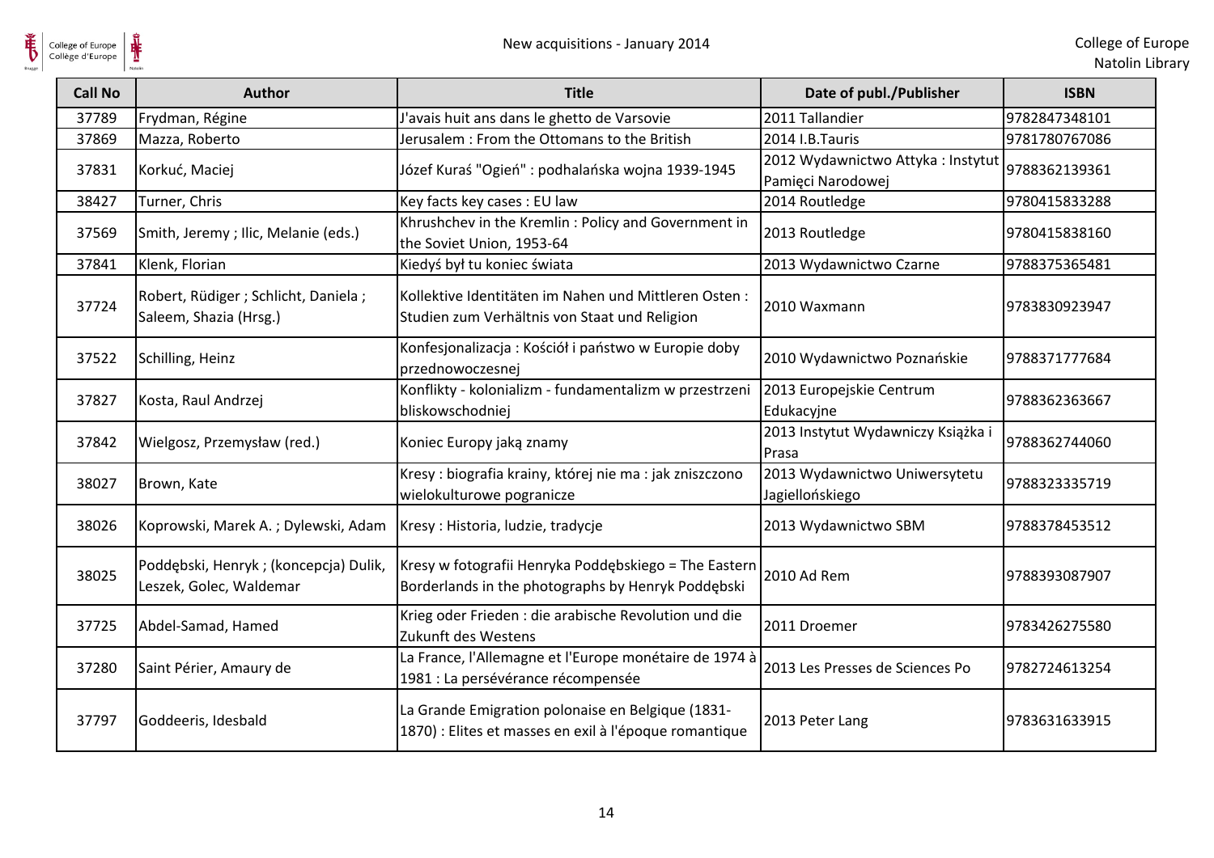| Call No | Author | Title | Date of publ./Publisher | ISBN |
|---|---|---|---|---|
| 37789 | Frydman, Régine | J'avais huit ans dans le ghetto de Varsovie | 2011 Tallandier | 9782847348101 |
| 37869 | Mazza, Roberto | Jerusalem : From the Ottomans to the British | 2014 I.B.Tauris | 9781780767086 |
| 37831 | Korkuć, Maciej | Józef Kuraś "Ogień" : podhalańska wojna 1939-1945 | 2012 Wydawnictwo Attyka : Instytut Pamięci Narodowej | 9788362139361 |
| 38427 | Turner, Chris | Key facts key cases : EU law | 2014 Routledge | 9780415833288 |
| 37569 | Smith, Jeremy ; Ilic, Melanie (eds.) | Khrushchev in the Kremlin : Policy and Government in the Soviet Union, 1953-64 | 2013 Routledge | 9780415838160 |
| 37841 | Klenk, Florian | Kiedyś był tu koniec świata | 2013 Wydawnictwo Czarne | 9788375365481 |
| 37724 | Robert, Rüdiger ; Schlicht, Daniela ; Saleem, Shazia (Hrsg.) | Kollektive Identitäten im Nahen und Mittleren Osten : Studien zum Verhältnis von Staat und Religion | 2010 Waxmann | 9783830923947 |
| 37522 | Schilling, Heinz | Konfesjonalizacja : Kościół i państwo w Europie doby przednowoczesnej | 2010 Wydawnictwo Poznańskie | 9788371777684 |
| 37827 | Kosta, Raul Andrzej | Konflikty - kolonializm - fundamentalizm w przestrzeni bliskowschodniej | 2013 Europejskie Centrum Edukacyjne | 9788362363667 |
| 37842 | Wielgosz, Przemysław (red.) | Koniec Europy jaką znamy | 2013 Instytut Wydawniczy Książka i Prasa | 9788362744060 |
| 38027 | Brown, Kate | Kresy : biografia krainy, której nie ma : jak zniszczono wielokulturowe pogranicze | 2013 Wydawnictwo Uniwersytetu Jagiellońskiego | 9788323335719 |
| 38026 | Koprowski, Marek A. ; Dylewski, Adam | Kresy : Historia, ludzie, tradycje | 2013 Wydawnictwo SBM | 9788378453512 |
| 38025 | Poddębski, Henryk ; (koncepcja) Dulik, Leszek, Golec, Waldemar | Kresy w fotografii Henryka Poddębskiego = The Eastern Borderlands in the photographs by Henryk Poddębski | 2010 Ad Rem | 9788393087907 |
| 37725 | Abdel-Samad, Hamed | Krieg oder Frieden : die arabische Revolution und die Zukunft des Westens | 2011 Droemer | 9783426275580 |
| 37280 | Saint Périer, Amaury de | La France, l'Allemagne et l'Europe monétaire de 1974 à 1981 : La persévérance récompensée | 2013 Les Presses de Sciences Po | 9782724613254 |
| 37797 | Goddeeris, Idesbald | La Grande Emigration polonaise en Belgique (1831-1870) : Elites et masses en exil à l'époque romantique | 2013 Peter Lang | 9783631633915 |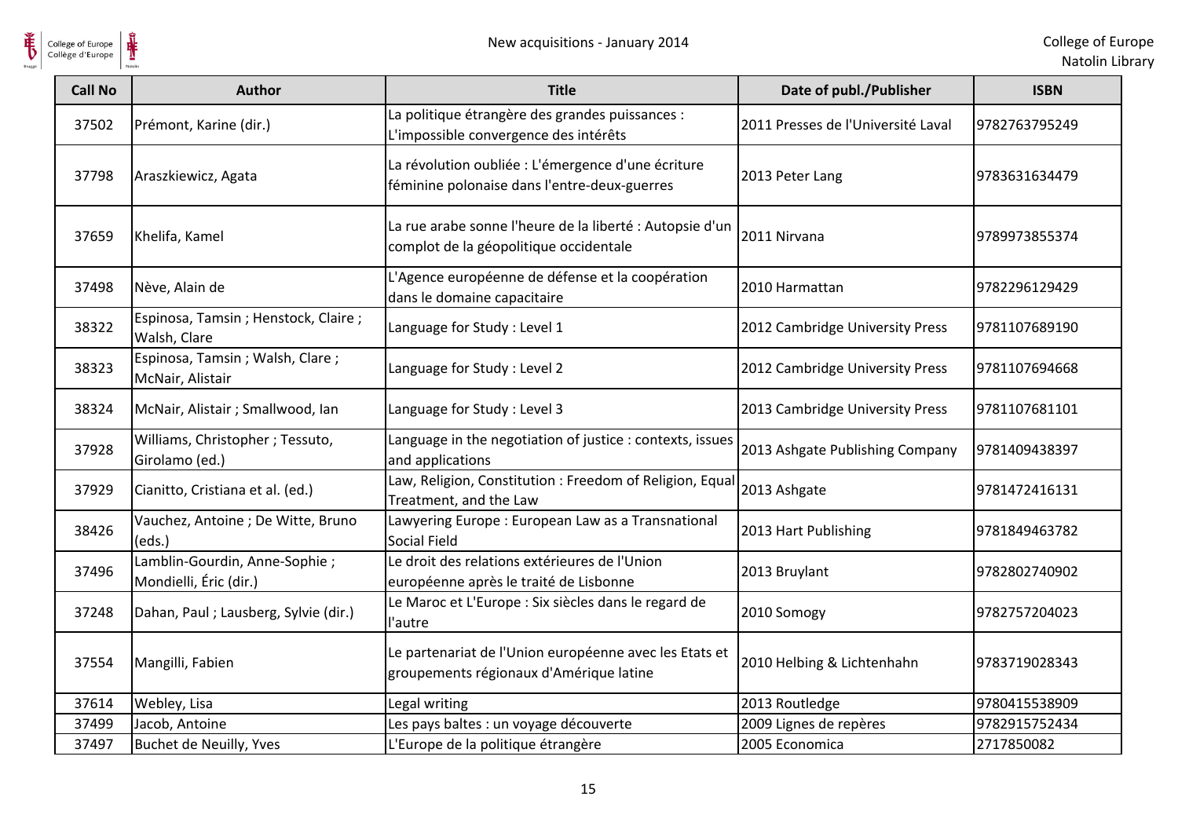| Call No | Author | Title | Date of publ./Publisher | ISBN |
|---|---|---|---|---|
| 37502 | Prémont, Karine (dir.) | La politique étrangère des grandes puissances : L'impossible convergence des intérêts | 2011 Presses de l'Université Laval | 9782763795249 |
| 37798 | Araszkiewicz, Agata | La révolution oubliée : L'émergence d'une écriture féminine polonaise dans l'entre-deux-guerres | 2013 Peter Lang | 9783631634479 |
| 37659 | Khelifa, Kamel | La rue arabe sonne l'heure de la liberté : Autopsie d'un complot de la géopolitique occidentale | 2011 Nirvana | 9789973855374 |
| 37498 | Nève, Alain de | L'Agence européenne de défense et la coopération dans le domaine capacitaire | 2010 Harmattan | 9782296129429 |
| 38322 | Espinosa, Tamsin ; Henstock, Claire ; Walsh, Clare | Language for Study : Level 1 | 2012 Cambridge University Press | 9781107689190 |
| 38323 | Espinosa, Tamsin ; Walsh, Clare ; McNair, Alistair | Language for Study : Level 2 | 2012 Cambridge University Press | 9781107694668 |
| 38324 | McNair, Alistair ; Smallwood, Ian | Language for Study : Level 3 | 2013 Cambridge University Press | 9781107681101 |
| 37928 | Williams, Christopher ; Tessuto, Girolamo (ed.) | Language in the negotiation of justice : contexts, issues and applications | 2013 Ashgate Publishing Company | 9781409438397 |
| 37929 | Cianitto, Cristiana et al. (ed.) | Law, Religion, Constitution : Freedom of Religion, Equal Treatment, and the Law | 2013 Ashgate | 9781472416131 |
| 38426 | Vauchez, Antoine ; De Witte, Bruno (eds.) | Lawyering Europe : European Law as a Transnational Social Field | 2013 Hart Publishing | 9781849463782 |
| 37496 | Lamblin-Gourdin, Anne-Sophie ; Mondielli, Éric (dir.) | Le droit des relations extérieures de l'Union européenne après le traité de Lisbonne | 2013 Bruylant | 9782802740902 |
| 37248 | Dahan, Paul ; Lausberg, Sylvie (dir.) | Le Maroc et L'Europe : Six siècles dans le regard de l'autre | 2010 Somogy | 9782757204023 |
| 37554 | Mangilli, Fabien | Le partenariat de l'Union européenne avec les Etats et groupements régionaux d'Amérique latine | 2010 Helbing & Lichtenhahn | 9783719028343 |
| 37614 | Webley, Lisa | Legal writing | 2013 Routledge | 9780415538909 |
| 37499 | Jacob, Antoine | Les pays baltes : un voyage découverte | 2009 Lignes de repères | 9782915752434 |
| 37497 | Buchet de Neuilly, Yves | L'Europe de la politique étrangère | 2005 Economica | 2717850082 |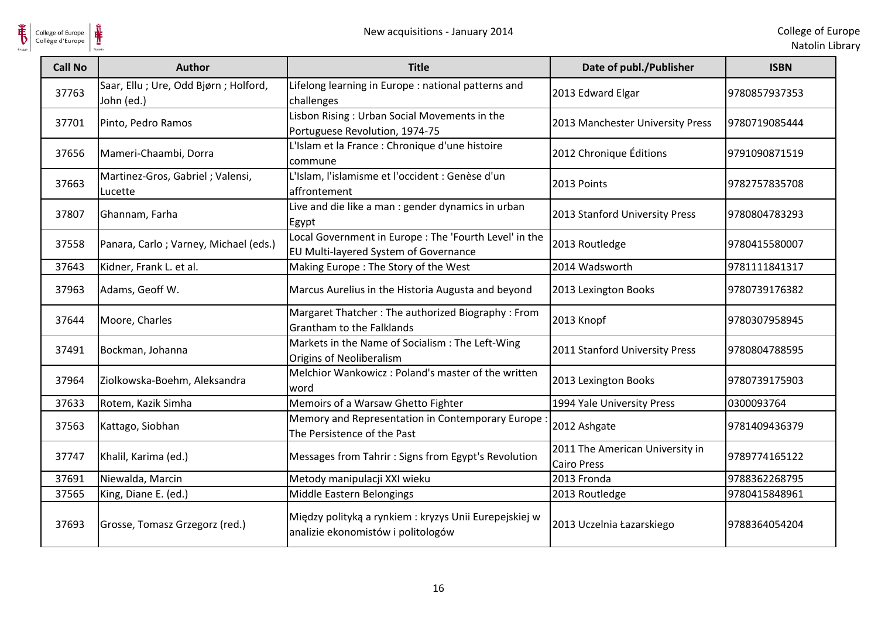| Call No | Author | Title | Date of publ./Publisher | ISBN |
| --- | --- | --- | --- | --- |
| 37763 | Saar, Ellu ; Ure, Odd Bjørn ; Holford, John (ed.) | Lifelong learning in Europe : national patterns and challenges | 2013 Edward Elgar | 9780857937353 |
| 37701 | Pinto, Pedro Ramos | Lisbon Rising : Urban Social Movements in the Portuguese Revolution, 1974-75 | 2013 Manchester University Press | 9780719085444 |
| 37656 | Mameri-Chaambi, Dorra | L'Islam et la France : Chronique d'une histoire commune | 2012 Chronique Éditions | 9791090871519 |
| 37663 | Martinez-Gros, Gabriel ; Valensi, Lucette | L'Islam, l'islamisme et l'occident : Genèse d'un affrontement | 2013 Points | 9782757835708 |
| 37807 | Ghannam, Farha | Live and die like a man : gender dynamics in urban Egypt | 2013 Stanford University Press | 9780804783293 |
| 37558 | Panara, Carlo ; Varney, Michael (eds.) | Local Government in Europe : The 'Fourth Level' in the EU Multi-layered System of Governance | 2013 Routledge | 9780415580007 |
| 37643 | Kidner, Frank L. et al. | Making Europe : The Story of the West | 2014 Wadsworth | 9781111841317 |
| 37963 | Adams, Geoff W. | Marcus Aurelius in the Historia Augusta and beyond | 2013 Lexington Books | 9780739176382 |
| 37644 | Moore, Charles | Margaret Thatcher : The authorized Biography : From Grantham to the Falklands | 2013 Knopf | 9780307958945 |
| 37491 | Bockman, Johanna | Markets in the Name of Socialism : The Left-Wing Origins of Neoliberalism | 2011 Stanford University Press | 9780804788595 |
| 37964 | Ziolkowska-Boehm, Aleksandra | Melchior Wankowicz : Poland's master of the written word | 2013 Lexington Books | 9780739175903 |
| 37633 | Rotem, Kazik Simha | Memoirs of a Warsaw Ghetto Fighter | 1994 Yale University Press | 0300093764 |
| 37563 | Kattago, Siobhan | Memory and Representation in Contemporary Europe : The Persistence of the Past | 2012 Ashgate | 9781409436379 |
| 37747 | Khalil, Karima (ed.) | Messages from Tahrir : Signs from Egypt's Revolution | 2011 The American University in Cairo Press | 9789774165122 |
| 37691 | Niewalda, Marcin | Metody manipulacji XXI wieku | 2013 Fronda | 9788362268795 |
| 37565 | King, Diane E. (ed.) | Middle Eastern Belongings | 2013 Routledge | 9780415848961 |
| 37693 | Grosse, Tomasz Grzegorz (red.) | Między polityką a rynkiem : kryzys Unii Eurepejskiej w analizie ekonomistów i politologów | 2013 Uczelnia Łazarskiego | 9788364054204 |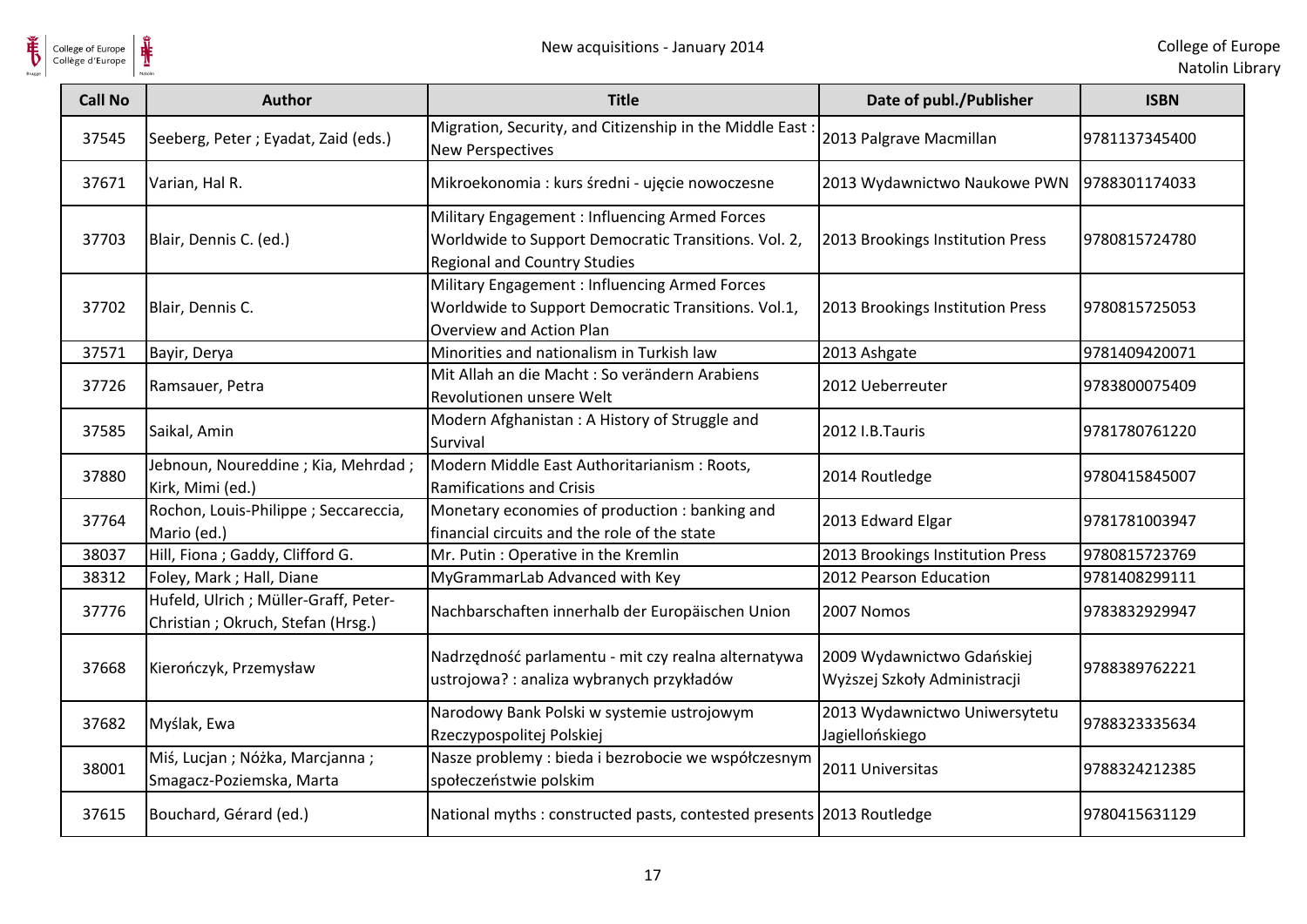| Call No | Author | Title | Date of publ./Publisher | ISBN |
|---|---|---|---|---|
| 37545 | Seeberg, Peter ; Eyadat, Zaid (eds.) | Migration, Security, and Citizenship in the Middle East : New Perspectives | 2013 Palgrave Macmillan | 9781137345400 |
| 37671 | Varian, Hal R. | Mikroekonomia : kurs średni - ujęcie nowoczesne | 2013 Wydawnictwo Naukowe PWN | 9788301174033 |
| 37703 | Blair, Dennis C. (ed.) | Military Engagement : Influencing Armed Forces Worldwide to Support Democratic Transitions. Vol. 2, Regional and Country Studies | 2013 Brookings Institution Press | 9780815724780 |
| 37702 | Blair, Dennis C. | Military Engagement : Influencing Armed Forces Worldwide to Support Democratic Transitions. Vol.1, Overview and Action Plan | 2013 Brookings Institution Press | 9780815725053 |
| 37571 | Bayir, Derya | Minorities and nationalism in Turkish law | 2013 Ashgate | 9781409420071 |
| 37726 | Ramsauer, Petra | Mit Allah an die Macht : So verändern Arabiens Revolutionen unsere Welt | 2012 Ueberreuter | 9783800075409 |
| 37585 | Saikal, Amin | Modern Afghanistan : A History of Struggle and Survival | 2012 I.B.Tauris | 9781780761220 |
| 37880 | Jebnoun, Noureddine ; Kia, Mehrdad ; Kirk, Mimi (ed.) | Modern Middle East Authoritarianism : Roots, Ramifications and Crisis | 2014 Routledge | 9780415845007 |
| 37764 | Rochon, Louis-Philippe ; Seccareccia, Mario (ed.) | Monetary economies of production : banking and financial circuits and the role of the state | 2013 Edward Elgar | 9781781003947 |
| 38037 | Hill, Fiona ; Gaddy, Clifford G. | Mr. Putin : Operative in the Kremlin | 2013 Brookings Institution Press | 9780815723769 |
| 38312 | Foley, Mark ; Hall, Diane | MyGrammarLab Advanced with Key | 2012 Pearson Education | 9781408299111 |
| 37776 | Hufeld, Ulrich ; Müller-Graff, Peter-Christian ; Okruch, Stefan (Hrsg.) | Nachbarschaften innerhalb der Europäischen Union | 2007 Nomos | 9783832929947 |
| 37668 | Kierończyk, Przemysław | Nadrzędność parlamentu - mit czy realna alternatywa ustrojowa? : analiza wybranych przykładów | 2009 Wydawnictwo Gdańskiej Wyższej Szkoły Administracji | 9788389762221 |
| 37682 | Myślak, Ewa | Narodowy Bank Polski w systemie ustrojowym Rzeczypospolitej Polskiej | 2013 Wydawnictwo Uniwersytetu Jagiellońskiego | 9788323335634 |
| 38001 | Miś, Lucjan ; Nóżka, Marcjanna ; Smagacz-Poziemska, Marta | Nasze problemy : bieda i bezrobocie we współczesnym społeczeństwie polskim | 2011 Universitas | 9788324212385 |
| 37615 | Bouchard, Gérard (ed.) | National myths : constructed pasts, contested presents | 2013 Routledge | 9780415631129 |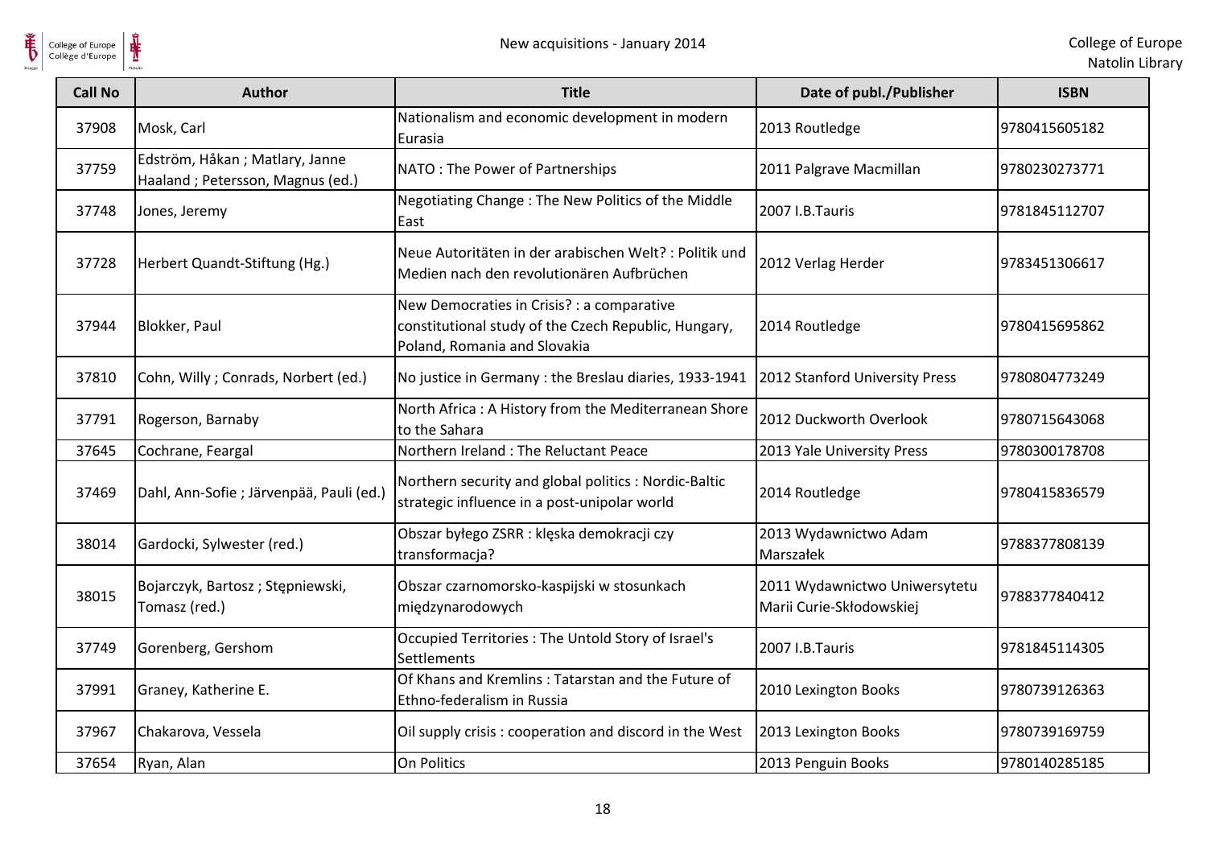| Call No | Author | Title | Date of publ./Publisher | ISBN |
| --- | --- | --- | --- | --- |
| 37908 | Mosk, Carl | Nationalism and economic development in modern Eurasia | 2013 Routledge | 9780415605182 |
| 37759 | Edström, Håkan ; Matlary, Janne Haaland ; Petersson, Magnus (ed.) | NATO : The Power of Partnerships | 2011 Palgrave Macmillan | 9780230273771 |
| 37748 | Jones, Jeremy | Negotiating Change : The New Politics of the Middle East | 2007 I.B.Tauris | 9781845112707 |
| 37728 | Herbert Quandt-Stiftung (Hg.) | Neue Autoritäten in der arabischen Welt? : Politik und Medien nach den revolutionären Aufbrüchen | 2012 Verlag Herder | 9783451306617 |
| 37944 | Blokker, Paul | New Democracies in Crisis? : a comparative constitutional study of the Czech Republic, Hungary, Poland, Romania and Slovakia | 2014 Routledge | 9780415695862 |
| 37810 | Cohn, Willy ; Conrads, Norbert (ed.) | No justice in Germany : the Breslau diaries, 1933-1941 | 2012 Stanford University Press | 9780804773249 |
| 37791 | Rogerson, Barnaby | North Africa : A History from the Mediterranean Shore to the Sahara | 2012 Duckworth Overlook | 9780715643068 |
| 37645 | Cochrane, Feargal | Northern Ireland : The Reluctant Peace | 2013 Yale University Press | 9780300178708 |
| 37469 | Dahl, Ann-Sofie ; Järvenpää, Pauli (ed.) | Northern security and global politics : Nordic-Baltic strategic influence in a post-unipolar world | 2014 Routledge | 9780415836579 |
| 38014 | Gardocki, Sylwester (red.) | Obszar byłego ZSRR : klęska demokracji czy transformacja? | 2013 Wydawnictwo Adam Marszałek | 9788377808139 |
| 38015 | Bojarczyk, Bartosz ; Stępniewski, Tomasz (red.) | Obszar czarnomorsko-kaspijski w stosunkach międzynarodowych | 2011 Wydawnictwo Uniwersytetu Marii Curie-Skłodowskiej | 9788377840412 |
| 37749 | Gorenberg, Gershom | Occupied Territories : The Untold Story of Israel's Settlements | 2007 I.B.Tauris | 9781845114305 |
| 37991 | Graney, Katherine E. | Of Khans and Kremlins : Tatarstan and the Future of Ethno-federalism in Russia | 2010 Lexington Books | 9780739126363 |
| 37967 | Chakarova, Vessela | Oil supply crisis : cooperation and discord in the West | 2013 Lexington Books | 9780739169759 |
| 37654 | Ryan, Alan | On Politics | 2013 Penguin Books | 9780140285185 |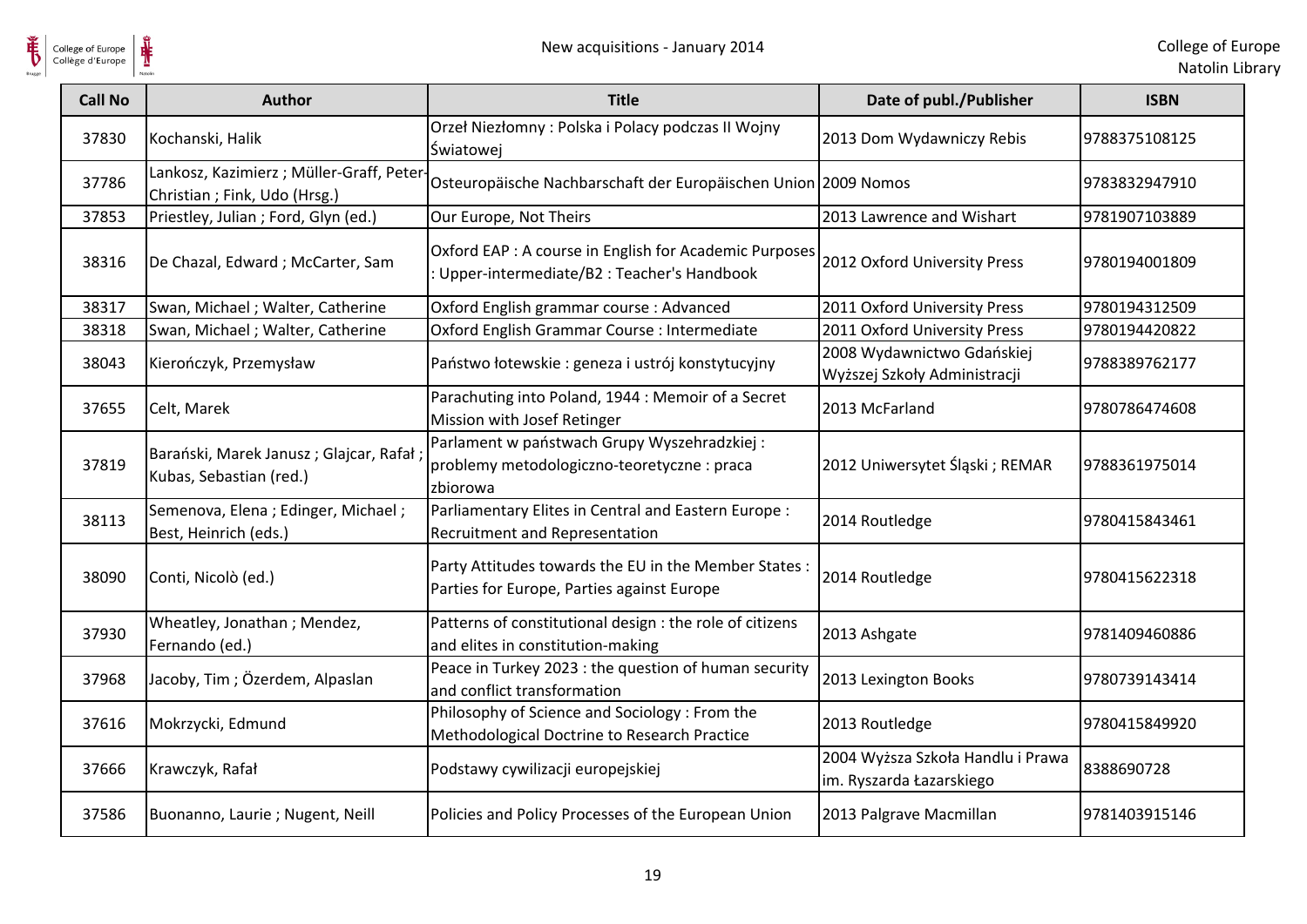| Call No | Author | Title | Date of publ./Publisher | ISBN |
|---|---|---|---|---|
| 37830 | Kochanski, Halik | Orzeł Niezłomny : Polska i Polacy podczas II Wojny Światowej | 2013 Dom Wydawniczy Rebis | 9788375108125 |
| 37786 | Lankosz, Kazimierz ; Müller-Graff, Peter-Christian ; Fink, Udo (Hrsg.) | Osteuropäische Nachbarschaft der Europäischen Union | 2009 Nomos | 9783832947910 |
| 37853 | Priestley, Julian ; Ford, Glyn (ed.) | Our Europe, Not Theirs | 2013 Lawrence and Wishart | 9781907103889 |
| 38316 | De Chazal, Edward ; McCarter, Sam | Oxford EAP : A course in English for Academic Purposes : Upper-intermediate/B2 : Teacher's Handbook | 2012 Oxford University Press | 9780194001809 |
| 38317 | Swan, Michael ; Walter, Catherine | Oxford English grammar course : Advanced | 2011 Oxford University Press | 9780194312509 |
| 38318 | Swan, Michael ; Walter, Catherine | Oxford English Grammar Course : Intermediate | 2011 Oxford University Press | 9780194420822 |
| 38043 | Kierończyk, Przemysław | Państwo łotewskie : geneza i ustrój konstytucyjny | 2008 Wydawnictwo Gdańskiej Wyższej Szkoły Administracji | 9788389762177 |
| 37655 | Celt, Marek | Parachuting into Poland, 1944 : Memoir of a Secret Mission with Josef Retinger | 2013 McFarland | 9780786474608 |
| 37819 | Barański, Marek Janusz ; Glajcar, Rafał ; Kubas, Sebastian (red.) | Parlament w państwach Grupy Wyszehradzkiej : problemy metodologiczno-teoretyczne : praca zbiorowa | 2012 Uniwersytet Śląski ; REMAR | 9788361975014 |
| 38113 | Semenova, Elena ; Edinger, Michael ; Best, Heinrich (eds.) | Parliamentary Elites in Central and Eastern Europe : Recruitment and Representation | 2014 Routledge | 9780415843461 |
| 38090 | Conti, Nicolò (ed.) | Party Attitudes towards the EU in the Member States : Parties for Europe, Parties against Europe | 2014 Routledge | 9780415622318 |
| 37930 | Wheatley, Jonathan ; Mendez, Fernando (ed.) | Patterns of constitutional design : the role of citizens and elites in constitution-making | 2013 Ashgate | 9781409460886 |
| 37968 | Jacoby, Tim ; Özerdem, Alpaslan | Peace in Turkey 2023 : the question of human security and conflict transformation | 2013 Lexington Books | 9780739143414 |
| 37616 | Mokrzycki, Edmund | Philosophy of Science and Sociology : From the Methodological Doctrine to Research Practice | 2013 Routledge | 9780415849920 |
| 37666 | Krawczyk, Rafał | Podstawy cywilizacji europejskiej | 2004 Wyższa Szkoła Handlu i Prawa im. Ryszarda Łazarskiego | 8388690728 |
| 37586 | Buonanno, Laurie ; Nugent, Neill | Policies and Policy Processes of the European Union | 2013 Palgrave Macmillan | 9781403915146 |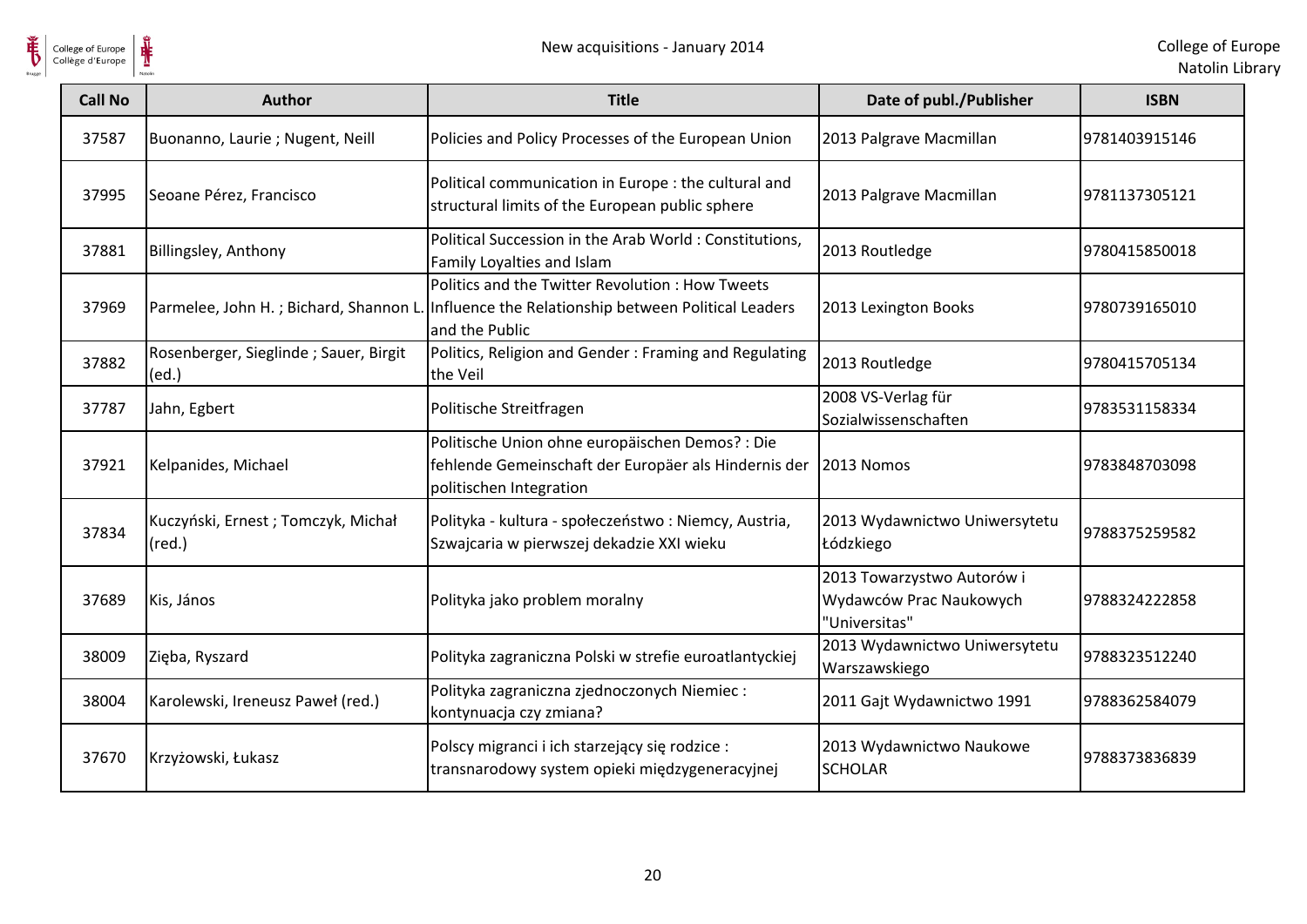| Call No | Author | Title | Date of publ./Publisher | ISBN |
| --- | --- | --- | --- | --- |
| 37587 | Buonanno, Laurie ; Nugent, Neill | Policies and Policy Processes of the European Union | 2013 Palgrave Macmillan | 9781403915146 |
| 37995 | Seoane Pérez, Francisco | Political communication in Europe : the cultural and structural limits of the European public sphere | 2013 Palgrave Macmillan | 9781137305121 |
| 37881 | Billingsley, Anthony | Political Succession in the Arab World : Constitutions, Family Loyalties and Islam | 2013 Routledge | 9780415850018 |
| 37969 | Parmelee, John H. ; Bichard, Shannon L. | Politics and the Twitter Revolution : How Tweets Influence the Relationship between Political Leaders and the Public | 2013 Lexington Books | 9780739165010 |
| 37882 | Rosenberger, Sieglinde ; Sauer, Birgit (ed.) | Politics, Religion and Gender : Framing and Regulating the Veil | 2013 Routledge | 9780415705134 |
| 37787 | Jahn, Egbert | Politische Streitfragen | 2008 VS-Verlag für Sozialwissenschaften | 9783531158334 |
| 37921 | Kelpanides, Michael | Politische Union ohne europäischen Demos? : Die fehlende Gemeinschaft der Europäer als Hindernis der politischen Integration | 2013 Nomos | 9783848703098 |
| 37834 | Kuczyński, Ernest ; Tomczyk, Michał (red.) | Polityka - kultura - społeczeństwo : Niemcy, Austria, Szwajcaria w pierwszej dekadzie XXI wieku | 2013 Wydawnictwo Uniwersytetu Łódzkiego | 9788375259582 |
| 37689 | Kis, János | Polityka jako problem moralny | 2013 Towarzystwo Autorów i Wydawców Prac Naukowych "Universitas" | 9788324222858 |
| 38009 | Zięba, Ryszard | Polityka zagraniczna Polski w strefie euroatlantyckiej | 2013 Wydawnictwo Uniwersytetu Warszawskiego | 9788323512240 |
| 38004 | Karolewski, Ireneusz Paweł (red.) | Polityka zagraniczna zjednoczonych Niemiec : kontynuacja czy zmiana? | 2011 Gajt Wydawnictwo 1991 | 9788362584079 |
| 37670 | Krzyżowski, Łukasz | Polscy migranci i ich starzejący się rodzice : transnarodowy system opieki międzygeneracyjnej | 2013 Wydawnictwo Naukowe SCHOLAR | 9788373836839 |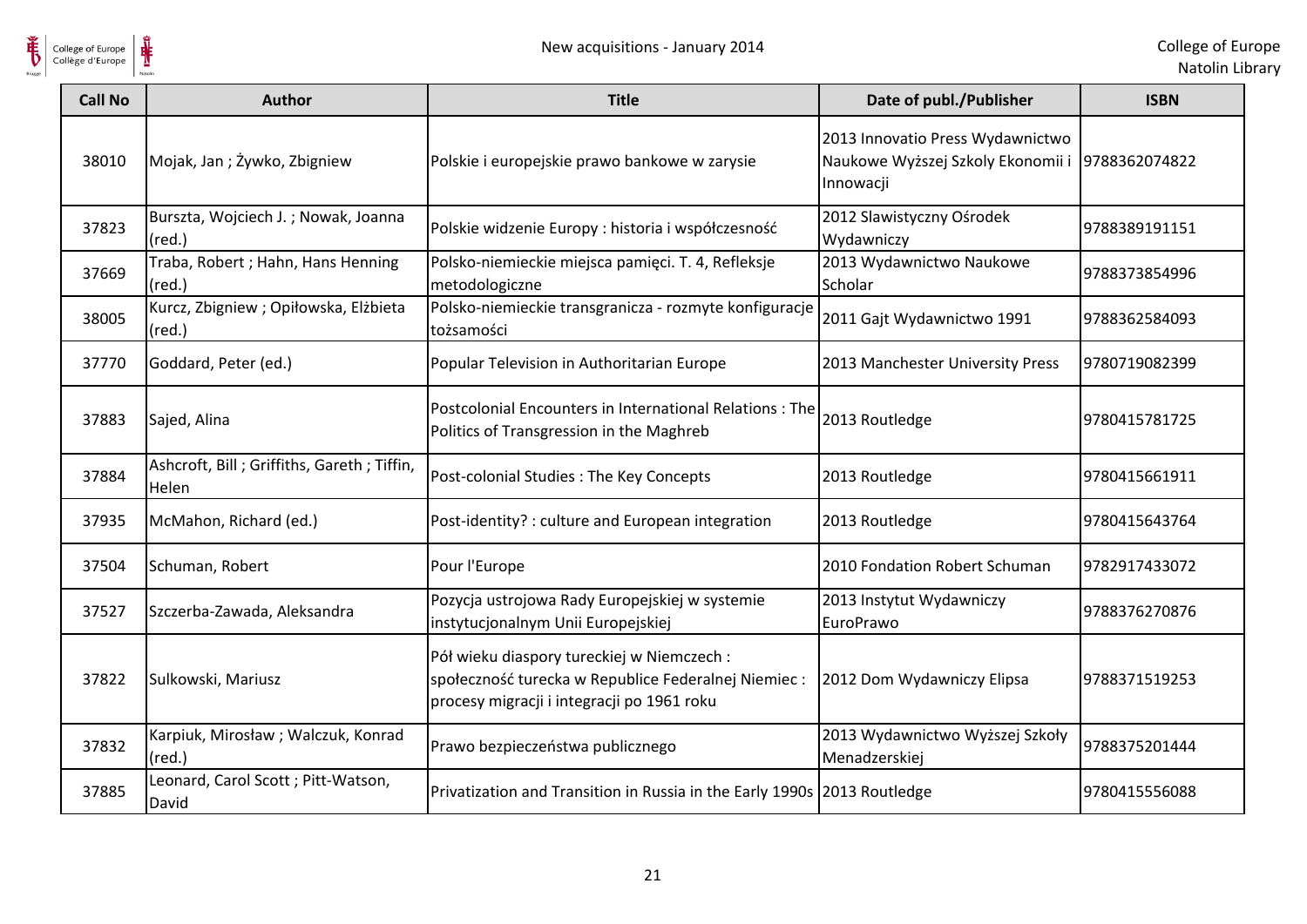| Call No | Author | Title | Date of publ./Publisher | ISBN |
|---|---|---|---|---|
| 38010 | Mojak, Jan ; Żywko, Zbigniew | Polskie i europejskie prawo bankowe w zarysie | 2013 Innovatio Press Wydawnictwo Naukowe Wyższej Szkoly Ekonomii i Innowacji | 9788362074822 |
| 37823 | Burszta, Wojciech J. ; Nowak, Joanna (red.) | Polskie widzenie Europy : historia i współczesność | 2012 Slawistyczny Ośrodek Wydawniczy | 9788389191151 |
| 37669 | Traba, Robert ; Hahn, Hans Henning (red.) | Polsko-niemieckie miejsca pamięci. T. 4, Refleksje metodologiczne | 2013 Wydawnictwo Naukowe Scholar | 9788373854996 |
| 38005 | Kurcz, Zbigniew ; Opiłowska, Elżbieta (red.) | Polsko-niemieckie transgranicza - rozmyte konfiguracje tożsamości | 2011 Gajt Wydawnictwo 1991 | 9788362584093 |
| 37770 | Goddard, Peter (ed.) | Popular Television in Authoritarian Europe | 2013 Manchester University Press | 9780719082399 |
| 37883 | Sajed, Alina | Postcolonial Encounters in International Relations : The Politics of Transgression in the Maghreb | 2013 Routledge | 9780415781725 |
| 37884 | Ashcroft, Bill ; Griffiths, Gareth ; Tiffin, Helen | Post-colonial Studies : The Key Concepts | 2013 Routledge | 9780415661911 |
| 37935 | McMahon, Richard (ed.) | Post-identity? : culture and European integration | 2013 Routledge | 9780415643764 |
| 37504 | Schuman, Robert | Pour l'Europe | 2010 Fondation Robert Schuman | 9782917433072 |
| 37527 | Szczerba-Zawada, Aleksandra | Pozycja ustrojowa Rady Europejskiej w systemie instytucjonalnym Unii Europejskiej | 2013 Instytut Wydawniczy EuroPrawo | 9788376270876 |
| 37822 | Sulkowski, Mariusz | Pół wieku diaspory tureckiej w Niemczech : społeczność turecka w Republice Federalnej Niemiec : procesy migracji i integracji po 1961 roku | 2012 Dom Wydawniczy Elipsa | 9788371519253 |
| 37832 | Karpiuk, Mirosław ; Walczuk, Konrad (red.) | Prawo bezpieczeństwa publicznego | 2013 Wydawnictwo Wyższej Szkoły Menadzerskiej | 9788375201444 |
| 37885 | Leonard, Carol Scott ; Pitt-Watson, David | Privatization and Transition in Russia in the Early 1990s | 2013 Routledge | 9780415556088 |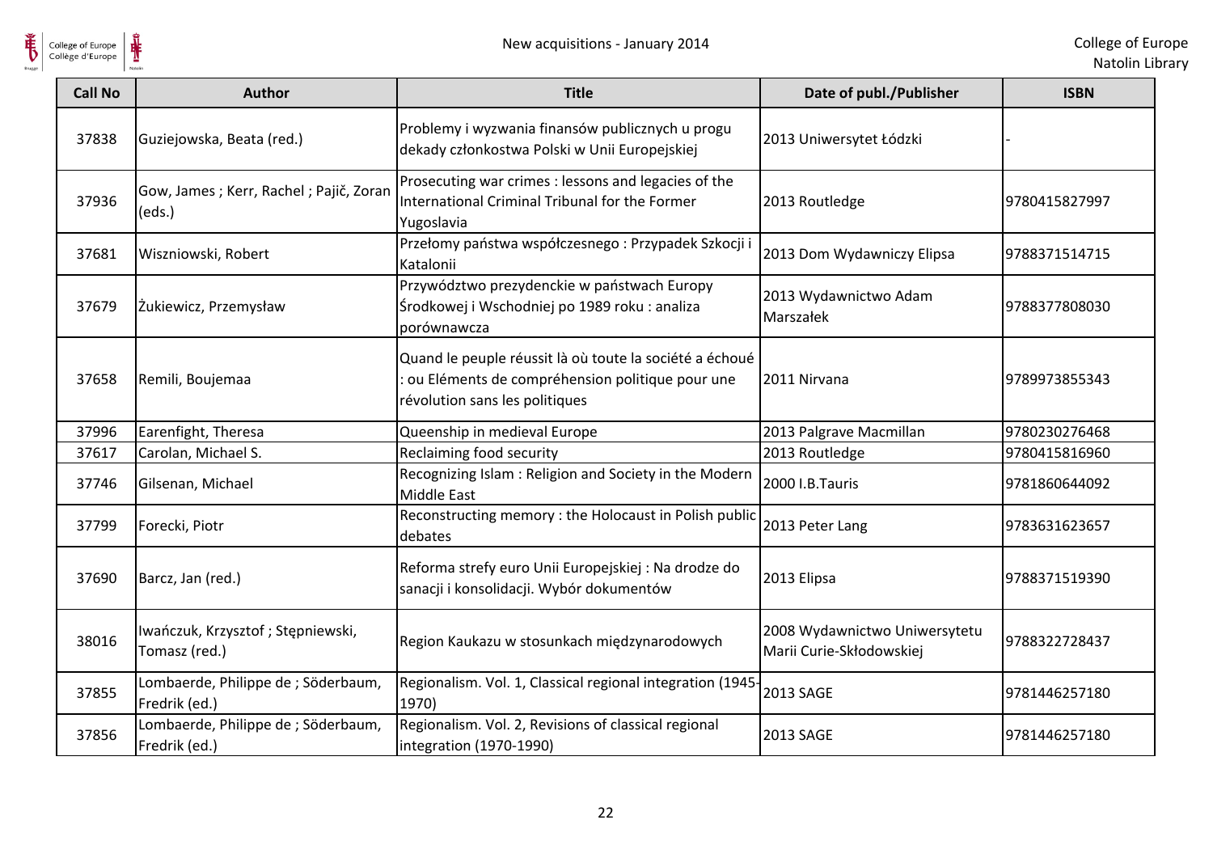| Call No | Author | Title | Date of publ./Publisher | ISBN |
|---|---|---|---|---|
| 37838 | Guziejowska, Beata (red.) | Problemy i wyzwania finansów publicznych u progu dekady członkostwa Polski w Unii Europejskiej | 2013 Uniwersytet Łódzki | - |
| 37936 | Gow, James ; Kerr, Rachel ; Pajič, Zoran (eds.) | Prosecuting war crimes : lessons and legacies of the International Criminal Tribunal for the Former Yugoslavia | 2013 Routledge | 9780415827997 |
| 37681 | Wiszniowski, Robert | Przełomy państwa współczesnego : Przypadek Szkocji i Katalonii | 2013 Dom Wydawniczy Elipsa | 9788371514715 |
| 37679 | Żukiewicz, Przemysław | Przywództwo prezydenckie w państwach Europy Środkowej i Wschodniej po 1989 roku : analiza porównawcza | 2013 Wydawnictwo Adam Marszałek | 9788377808030 |
| 37658 | Remili, Boujemaa | Quand le peuple réussit là où toute la société a échoué : ou Eléments de compréhension politique pour une révolution sans les politiques | 2011 Nirvana | 9789973855343 |
| 37996 | Earenfight, Theresa | Queenship in medieval Europe | 2013 Palgrave Macmillan | 9780230276468 |
| 37617 | Carolan, Michael S. | Reclaiming food security | 2013 Routledge | 9780415816960 |
| 37746 | Gilsenan, Michael | Recognizing Islam : Religion and Society in the Modern Middle East | 2000 I.B.Tauris | 9781860644092 |
| 37799 | Forecki, Piotr | Reconstructing memory : the Holocaust in Polish public debates | 2013 Peter Lang | 9783631623657 |
| 37690 | Barcz, Jan (red.) | Reforma strefy euro Unii Europejskiej : Na drodze do sanacji i konsolidacji. Wybór dokumentów | 2013 Elipsa | 9788371519390 |
| 38016 | Iwańczuk, Krzysztof ; Stępniewski, Tomasz (red.) | Region Kaukazu w stosunkach międzynarodowych | 2008 Wydawnictwo Uniwersytetu Marii Curie-Skłodowskiej | 9788322728437 |
| 37855 | Lombaerde, Philippe de ; Söderbaum, Fredrik (ed.) | Regionalism. Vol. 1, Classical regional integration (1945-1970) | 2013 SAGE | 9781446257180 |
| 37856 | Lombaerde, Philippe de ; Söderbaum, Fredrik (ed.) | Regionalism. Vol. 2, Revisions of classical regional integration (1970-1990) | 2013 SAGE | 9781446257180 |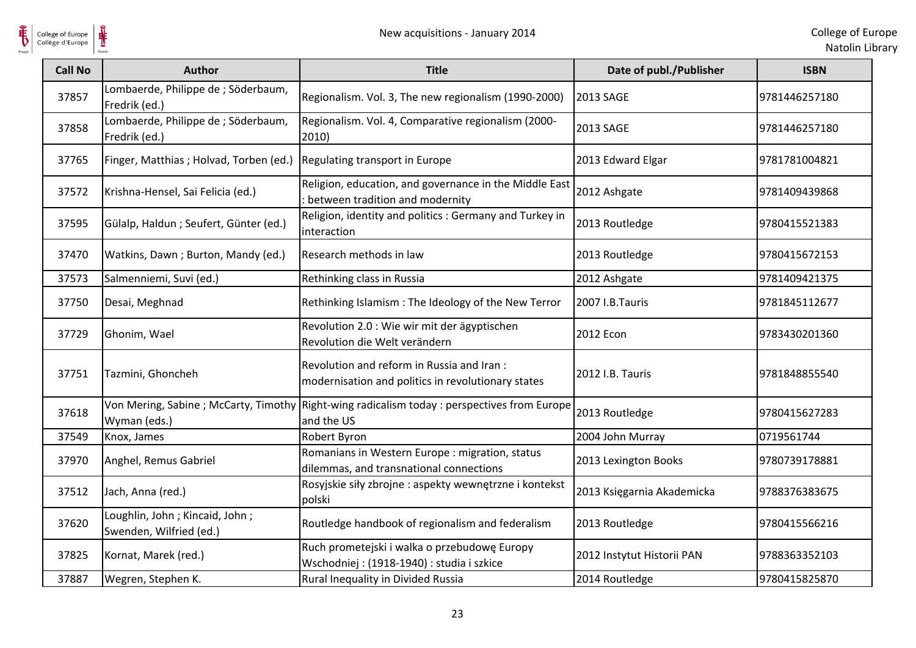| Call No | Author | Title | Date of publ./Publisher | ISBN |
|---|---|---|---|---|
| 37857 | Lombaerde, Philippe de ; Söderbaum, Fredrik (ed.) | Regionalism. Vol. 3, The new regionalism (1990-2000) | 2013 SAGE | 9781446257180 |
| 37858 | Lombaerde, Philippe de ; Söderbaum, Fredrik (ed.) | Regionalism. Vol. 4, Comparative regionalism (2000-2010) | 2013 SAGE | 9781446257180 |
| 37765 | Finger, Matthias ; Holvad, Torben (ed.) | Regulating transport in Europe | 2013 Edward Elgar | 9781781004821 |
| 37572 | Krishna-Hensel, Sai Felicia (ed.) | Religion, education, and governance in the Middle East : between tradition and modernity | 2012 Ashgate | 9781409439868 |
| 37595 | Gülalp, Haldun ; Seufert, Günter (ed.) | Religion, identity and politics : Germany and Turkey in interaction | 2013 Routledge | 9780415521383 |
| 37470 | Watkins, Dawn ; Burton, Mandy (ed.) | Research methods in law | 2013 Routledge | 9780415672153 |
| 37573 | Salmenniemi, Suvi (ed.) | Rethinking class in Russia | 2012 Ashgate | 9781409421375 |
| 37750 | Desai, Meghnad | Rethinking Islamism : The Ideology of the New Terror | 2007 I.B.Tauris | 9781845112677 |
| 37729 | Ghonim, Wael | Revolution 2.0 : Wie wir mit der ägyptischen Revolution die Welt verändern | 2012 Econ | 9783430201360 |
| 37751 | Tazmini, Ghoncheh | Revolution and reform in Russia and Iran : modernisation and politics in revolutionary states | 2012 I.B. Tauris | 9781848855540 |
| 37618 | Von Mering, Sabine ; McCarty, Timothy Wyman (eds.) | Right-wing radicalism today : perspectives from Europe and the US | 2013 Routledge | 9780415627283 |
| 37549 | Knox, James | Robert Byron | 2004 John Murray | 0719561744 |
| 37970 | Anghel, Remus Gabriel | Romanians in Western Europe : migration, status dilemmas, and transnational connections | 2013 Lexington Books | 9780739178881 |
| 37512 | Jach, Anna (red.) | Rosyjskie siły zbrojne : aspekty wewnętrzne i kontekst polski | 2013 Księgarnia Akademicka | 9788376383675 |
| 37620 | Loughlin, John ; Kincaid, John ; Swenden, Wilfried (ed.) | Routledge handbook of regionalism and federalism | 2013 Routledge | 9780415566216 |
| 37825 | Kornat, Marek (red.) | Ruch prometejski i walka o przebudowę Europy Wschodniej : (1918-1940) : studia i szkice | 2012 Instytut Historii PAN | 9788363352103 |
| 37887 | Wegren, Stephen K. | Rural Inequality in Divided Russia | 2014 Routledge | 9780415825870 |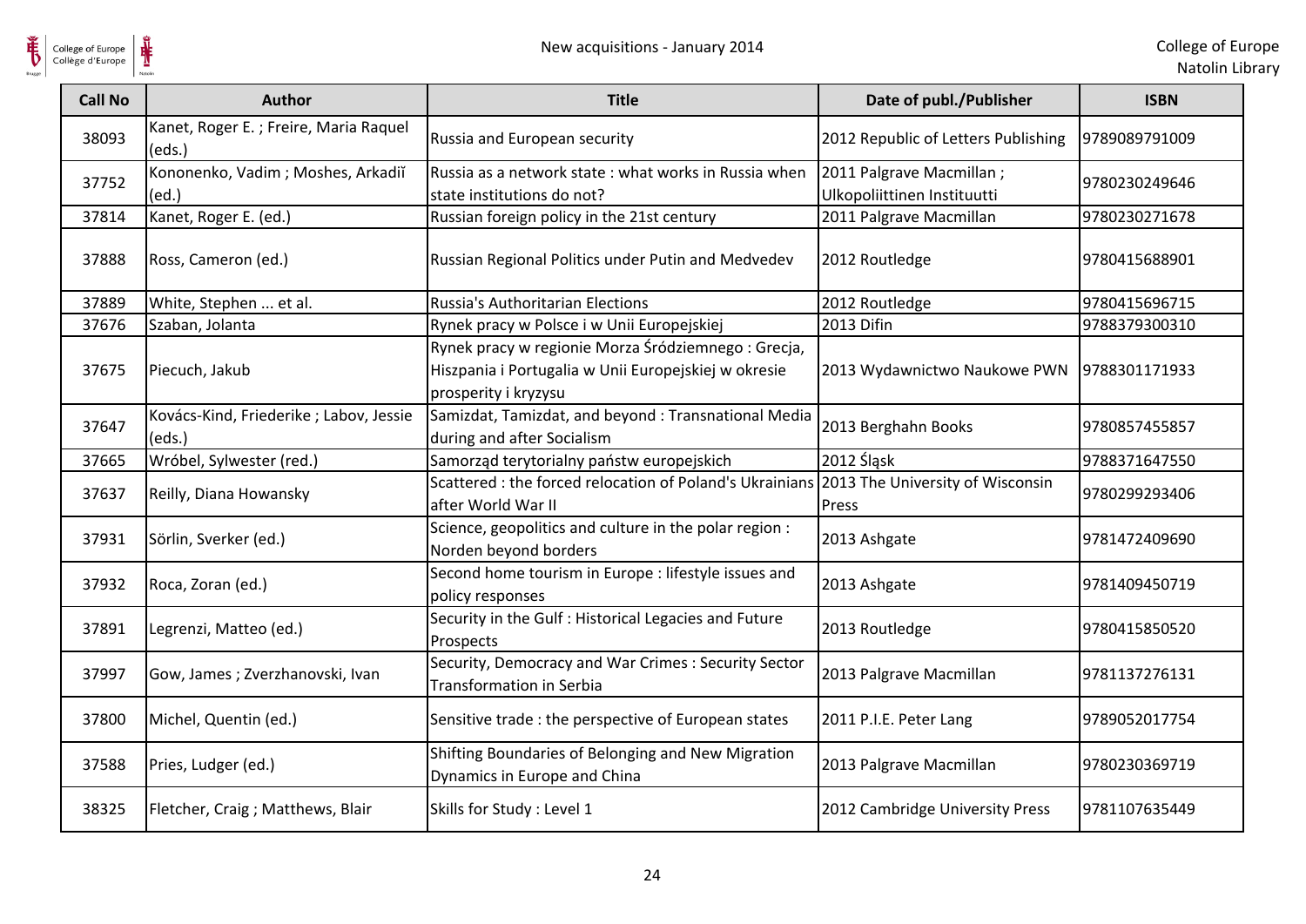| Call No | Author | Title | Date of publ./Publisher | ISBN |
|---|---|---|---|---|
| 38093 | Kanet, Roger E. ; Freire, Maria Raquel (eds.) | Russia and European security | 2012 Republic of Letters Publishing | 9789089791009 |
| 37752 | Kononenko, Vadim ; Moshes, Arkadiĭ (ed.) | Russia as a network state : what works in Russia when state institutions do not? | 2011 Palgrave Macmillan ; Ulkopoliittinen Instituutti | 9780230249646 |
| 37814 | Kanet, Roger E. (ed.) | Russian foreign policy in the 21st century | 2011 Palgrave Macmillan | 9780230271678 |
| 37888 | Ross, Cameron (ed.) | Russian Regional Politics under Putin and Medvedev | 2012 Routledge | 9780415688901 |
| 37889 | White, Stephen ... et al. | Russia's Authoritarian Elections | 2012 Routledge | 9780415696715 |
| 37676 | Szaban, Jolanta | Rynek pracy w Polsce i w Unii Europejskiej | 2013 Difin | 9788379300310 |
| 37675 | Piecuch, Jakub | Rynek pracy w regionie Morza Śródziemnego : Grecja, Hiszpania i Portugalia w Unii Europejskiej w okresie prosperity i kryzysu | 2013 Wydawnictwo Naukowe PWN | 9788301171933 |
| 37647 | Kovács-Kind, Friederike ; Labov, Jessie (eds.) | Samizdat, Tamizdat, and beyond : Transnational Media during and after Socialism | 2013 Berghahn Books | 9780857455857 |
| 37665 | Wróbel, Sylwester (red.) | Samorząd terytorialny państw europejskich | 2012 Śląsk | 9788371647550 |
| 37637 | Reilly, Diana Howansky | Scattered : the forced relocation of Poland's Ukrainians after World War II | 2013 The University of Wisconsin Press | 9780299293406 |
| 37931 | Sörlin, Sverker (ed.) | Science, geopolitics and culture in the polar region : Norden beyond borders | 2013 Ashgate | 9781472409690 |
| 37932 | Roca, Zoran (ed.) | Second home tourism in Europe : lifestyle issues and policy responses | 2013 Ashgate | 9781409450719 |
| 37891 | Legrenzi, Matteo (ed.) | Security in the Gulf : Historical Legacies and Future Prospects | 2013 Routledge | 9780415850520 |
| 37997 | Gow, James ; Zverzhanovski, Ivan | Security, Democracy and War Crimes : Security Sector Transformation in Serbia | 2013 Palgrave Macmillan | 9781137276131 |
| 37800 | Michel, Quentin (ed.) | Sensitive trade : the perspective of European states | 2011 P.I.E. Peter Lang | 9789052017754 |
| 37588 | Pries, Ludger (ed.) | Shifting Boundaries of Belonging and New Migration Dynamics in Europe and China | 2013 Palgrave Macmillan | 9780230369719 |
| 38325 | Fletcher, Craig ; Matthews, Blair | Skills for Study : Level 1 | 2012 Cambridge University Press | 9781107635449 |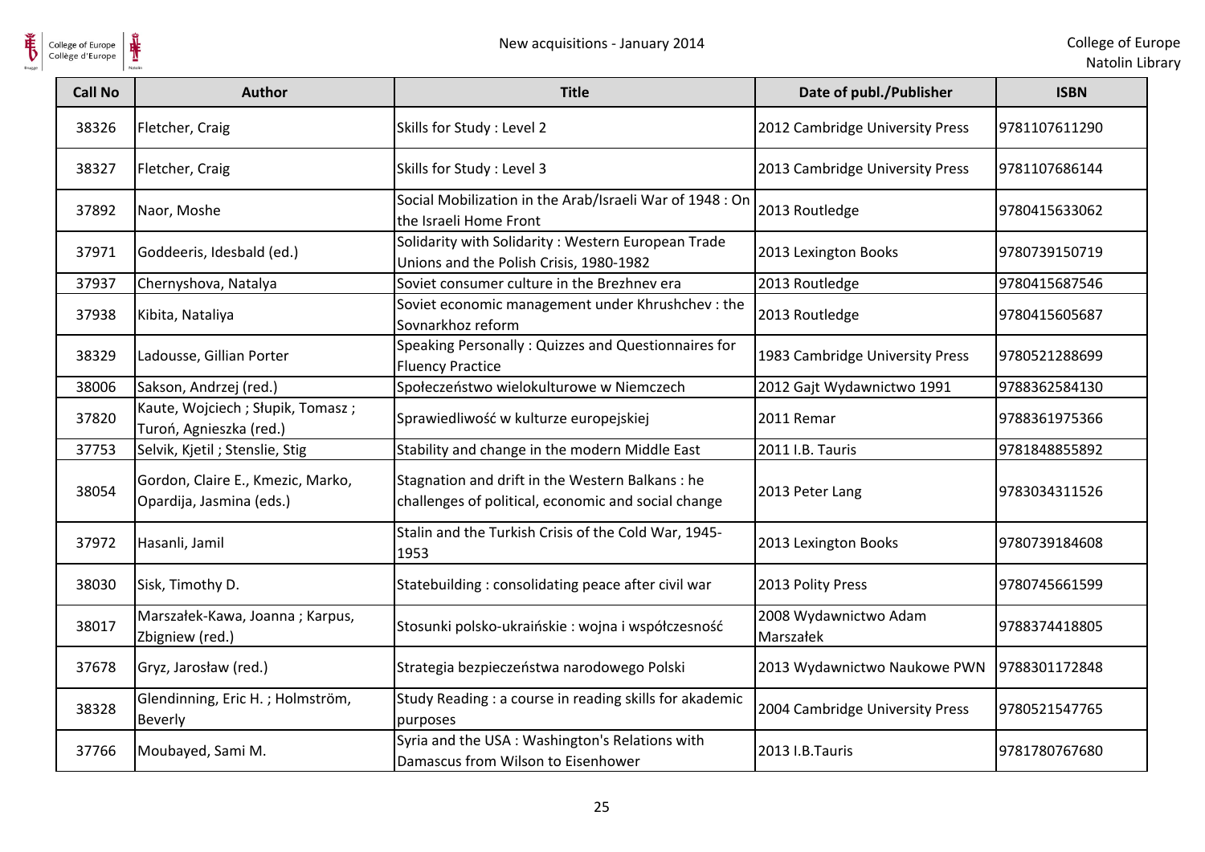| Call No | Author | Title | Date of publ./Publisher | ISBN |
| --- | --- | --- | --- | --- |
| 38326 | Fletcher, Craig | Skills for Study : Level 2 | 2012 Cambridge University Press | 9781107611290 |
| 38327 | Fletcher, Craig | Skills for Study : Level 3 | 2013 Cambridge University Press | 9781107686144 |
| 37892 | Naor, Moshe | Social Mobilization in the Arab/Israeli War of 1948 : On the Israeli Home Front | 2013 Routledge | 9780415633062 |
| 37971 | Goddeeris, Idesbald (ed.) | Solidarity with Solidarity : Western European Trade Unions and the Polish Crisis, 1980-1982 | 2013 Lexington Books | 9780739150719 |
| 37937 | Chernyshova, Natalya | Soviet consumer culture in the Brezhnev era | 2013 Routledge | 9780415687546 |
| 37938 | Kibita, Nataliya | Soviet economic management under Khrushchev : the Sovnarkhoz reform | 2013 Routledge | 9780415605687 |
| 38329 | Ladousse, Gillian Porter | Speaking Personally : Quizzes and Questionnaires for Fluency Practice | 1983 Cambridge University Press | 9780521288699 |
| 38006 | Sakson, Andrzej (red.) | Społeczeństwo wielokulturowe w Niemczech | 2012 Gajt Wydawnictwo 1991 | 9788362584130 |
| 37820 | Kaute, Wojciech ; Słupik, Tomasz ; Turoń, Agnieszka (red.) | Sprawiedliwość w kulturze europejskiej | 2011 Remar | 9788361975366 |
| 37753 | Selvik, Kjetil ; Stenslie, Stig | Stability and change in the modern Middle East | 2011 I.B. Tauris | 9781848855892 |
| 38054 | Gordon, Claire E., Kmezic, Marko, Opardija, Jasmina (eds.) | Stagnation and drift in the Western Balkans : he challenges of political, economic and social change | 2013 Peter Lang | 9783034311526 |
| 37972 | Hasanli, Jamil | Stalin and the Turkish Crisis of the Cold War, 1945-1953 | 2013 Lexington Books | 9780739184608 |
| 38030 | Sisk, Timothy D. | Statebuilding : consolidating peace after civil war | 2013 Polity Press | 9780745661599 |
| 38017 | Marszałek-Kawa, Joanna ; Karpus, Zbigniew (red.) | Stosunki polsko-ukraińskie : wojna i współczesność | 2008 Wydawnictwo Adam Marszałek | 9788374418805 |
| 37678 | Gryz, Jarosław (red.) | Strategia bezpieczeństwa narodowego Polski | 2013 Wydawnictwo Naukowe PWN | 9788301172848 |
| 38328 | Glendinning, Eric H. ; Holmström, Beverly | Study Reading : a course in reading skills for akademic purposes | 2004 Cambridge University Press | 9780521547765 |
| 37766 | Moubayed, Sami M. | Syria and the USA : Washington's Relations with Damascus from Wilson to Eisenhower | 2013 I.B.Tauris | 9781780767680 |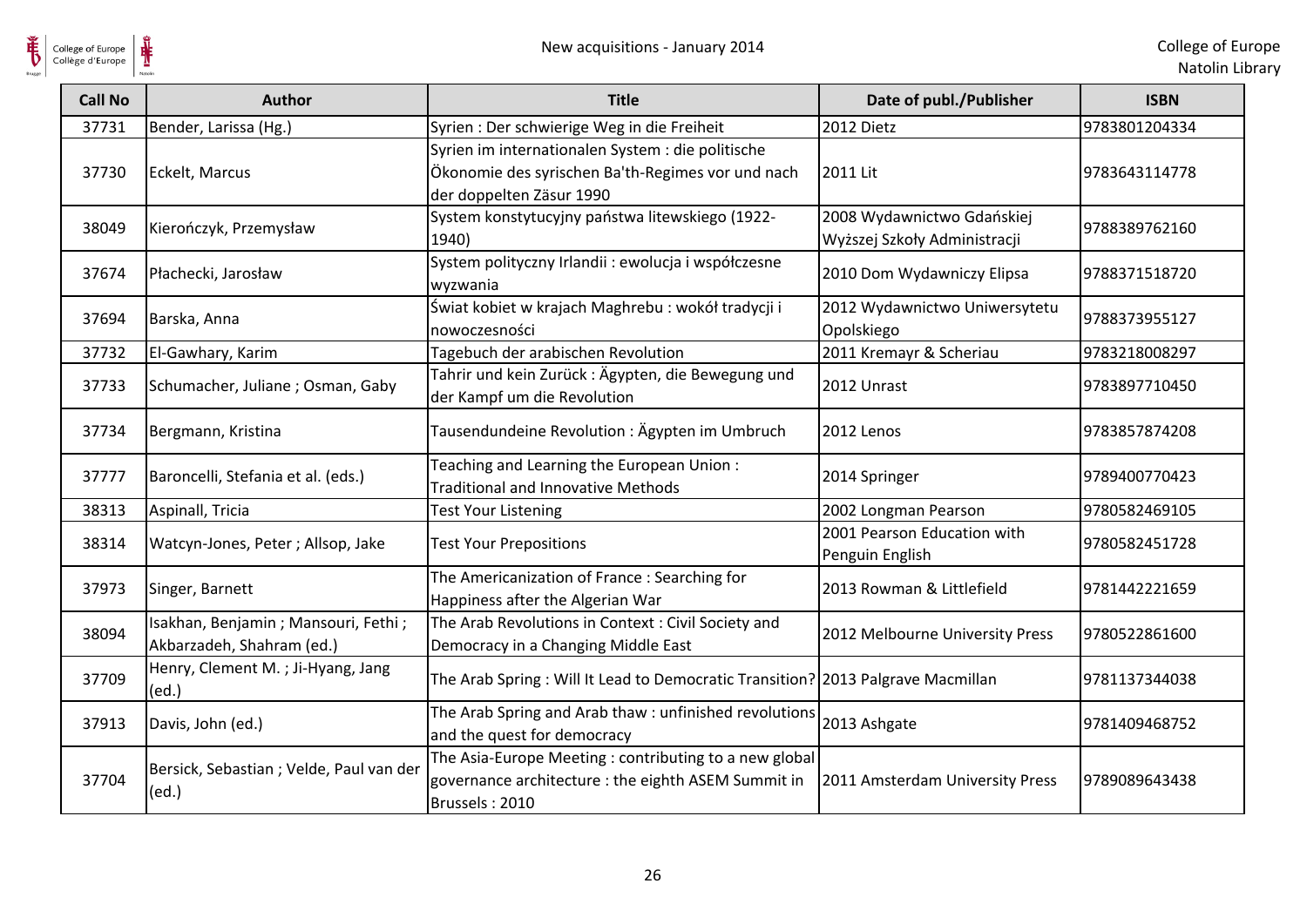| Call No | Author | Title | Date of publ./Publisher | ISBN |
| --- | --- | --- | --- | --- |
| 37731 | Bender, Larissa (Hg.) | Syrien : Der schwierige Weg in die Freiheit | 2012 Dietz | 9783801204334 |
| 37730 | Eckelt, Marcus | Syrien im internationalen System : die politische Ökonomie des syrischen Ba'th-Regimes vor und nach der doppelten Zäsur 1990 | 2011 Lit | 9783643114778 |
| 38049 | Kierończyk, Przemysław | System konstytucyjny państwa litewskiego (1922-1940) | 2008 Wydawnictwo Gdańskiej Wyższej Szkoły Administracji | 9788389762160 |
| 37674 | Płachecki, Jarosław | System polityczny Irlandii : ewolucja i współczesne wyzwania | 2010 Dom Wydawniczy Elipsa | 9788371518720 |
| 37694 | Barska, Anna | Świat kobiet w krajach Maghrebu : wokół tradycji i nowoczesności | 2012 Wydawnictwo Uniwersytetu Opolskiego | 9788373955127 |
| 37732 | El-Gawhary, Karim | Tagebuch der arabischen Revolution | 2011 Kremayr & Scheriau | 9783218008297 |
| 37733 | Schumacher, Juliane ; Osman, Gaby | Tahrir und kein Zurück : Ägypten, die Bewegung und der Kampf um die Revolution | 2012 Unrast | 9783897710450 |
| 37734 | Bergmann, Kristina | Tausendundeine Revolution : Ägypten im Umbruch | 2012 Lenos | 9783857874208 |
| 37777 | Baroncelli, Stefania et al. (eds.) | Teaching and Learning the European Union : Traditional and Innovative Methods | 2014 Springer | 9789400770423 |
| 38313 | Aspinall, Tricia | Test Your Listening | 2002 Longman Pearson | 9780582469105 |
| 38314 | Watcyn-Jones, Peter ; Allsop, Jake | Test Your Prepositions | 2001 Pearson Education with Penguin English | 9780582451728 |
| 37973 | Singer, Barnett | The Americanization of France : Searching for Happiness after the Algerian War | 2013 Rowman & Littlefield | 9781442221659 |
| 38094 | Isakhan, Benjamin ; Mansouri, Fethi ; Akbarzadeh, Shahram (ed.) | The Arab Revolutions in Context : Civil Society and Democracy in a Changing Middle East | 2012 Melbourne University Press | 9780522861600 |
| 37709 | Henry, Clement M. ; Ji-Hyang, Jang (ed.) | The Arab Spring : Will It Lead to Democratic Transition? | 2013 Palgrave Macmillan | 9781137344038 |
| 37913 | Davis, John (ed.) | The Arab Spring and Arab thaw : unfinished revolutions and the quest for democracy | 2013 Ashgate | 9781409468752 |
| 37704 | Bersick, Sebastian ; Velde, Paul van der (ed.) | The Asia-Europe Meeting : contributing to a new global governance architecture : the eighth ASEM Summit in Brussels : 2010 | 2011 Amsterdam University Press | 9789089643438 |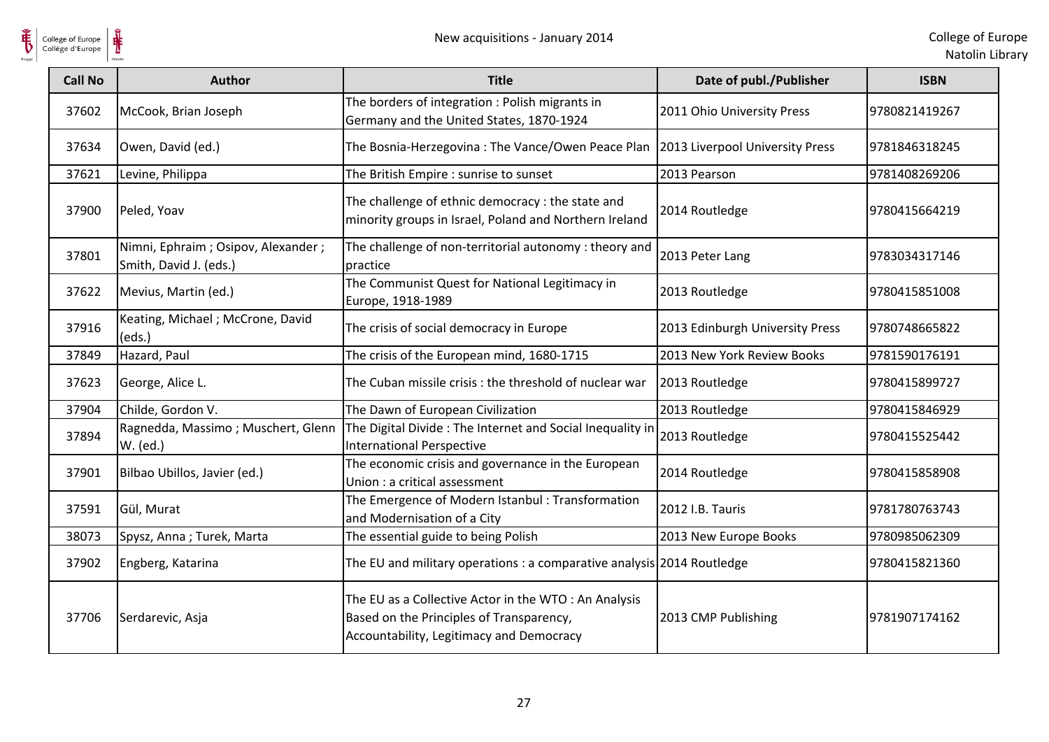| Call No | Author | Title | Date of publ./Publisher | ISBN |
| --- | --- | --- | --- | --- |
| 37602 | McCook, Brian Joseph | The borders of integration : Polish migrants in Germany and the United States, 1870-1924 | 2011 Ohio University Press | 9780821419267 |
| 37634 | Owen, David (ed.) | The Bosnia-Herzegovina : The Vance/Owen Peace Plan | 2013 Liverpool University Press | 9781846318245 |
| 37621 | Levine, Philippa | The British Empire : sunrise to sunset | 2013 Pearson | 9781408269206 |
| 37900 | Peled, Yoav | The challenge of ethnic democracy : the state and minority groups in Israel, Poland and Northern Ireland | 2014 Routledge | 9780415664219 |
| 37801 | Nimni, Ephraim ; Osipov, Alexander ; Smith, David J. (eds.) | The challenge of non-territorial autonomy : theory and practice | 2013 Peter Lang | 9783034317146 |
| 37622 | Mevius, Martin (ed.) | The Communist Quest for National Legitimacy in Europe, 1918-1989 | 2013 Routledge | 9780415851008 |
| 37916 | Keating, Michael ; McCrone, David (eds.) | The crisis of social democracy in Europe | 2013 Edinburgh University Press | 9780748665822 |
| 37849 | Hazard, Paul | The crisis of the European mind, 1680-1715 | 2013 New York Review Books | 9781590176191 |
| 37623 | George, Alice L. | The Cuban missile crisis : the threshold of nuclear war | 2013 Routledge | 9780415899727 |
| 37904 | Childe, Gordon V. | The Dawn of European Civilization | 2013 Routledge | 9780415846929 |
| 37894 | Ragnedda, Massimo ; Muschert, Glenn W. (ed.) | The Digital Divide : The Internet and Social Inequality in International Perspective | 2013 Routledge | 9780415525442 |
| 37901 | Bilbao Ubillos, Javier (ed.) | The economic crisis and governance in the European Union : a critical assessment | 2014 Routledge | 9780415858908 |
| 37591 | Gül, Murat | The Emergence of Modern Istanbul : Transformation and Modernisation of a City | 2012 I.B. Tauris | 9781780763743 |
| 38073 | Spysz, Anna ; Turek, Marta | The essential guide to being Polish | 2013 New Europe Books | 9780985062309 |
| 37902 | Engberg, Katarina | The EU and military operations : a comparative analysis | 2014 Routledge | 9780415821360 |
| 37706 | Serdarevic, Asja | The EU as a Collective Actor in the WTO : An Analysis Based on the Principles of Transparency, Accountability, Legitimacy and Democracy | 2013 CMP Publishing | 9781907174162 |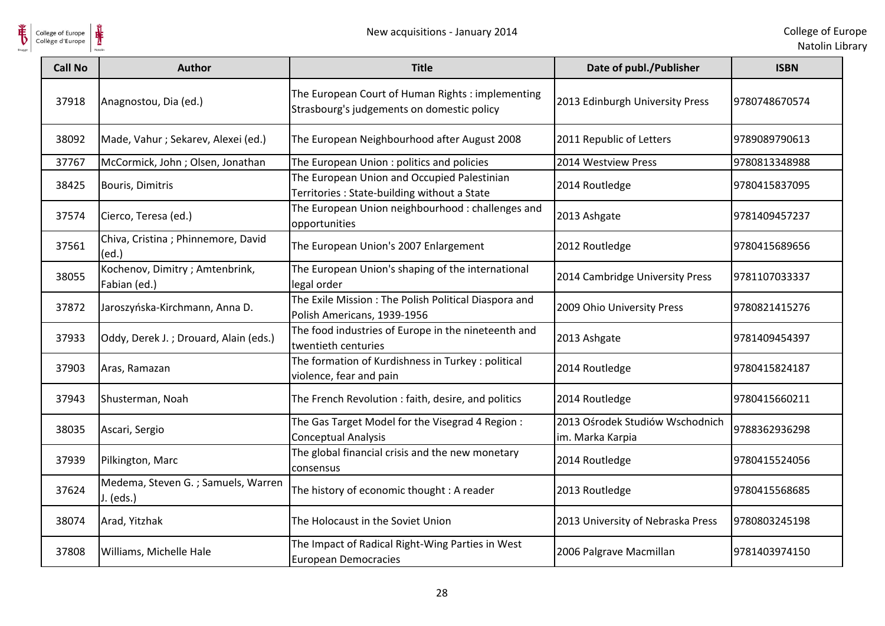| Call No | Author | Title | Date of publ./Publisher | ISBN |
| --- | --- | --- | --- | --- |
| 37918 | Anagnostou, Dia (ed.) | The European Court of Human Rights : implementing Strasbourg's judgements on domestic policy | 2013 Edinburgh University Press | 9780748670574 |
| 38092 | Made, Vahur ; Sekarev, Alexei (ed.) | The European Neighbourhood after August 2008 | 2011 Republic of Letters | 9789089790613 |
| 37767 | McCormick, John ; Olsen, Jonathan | The European Union : politics and policies | 2014 Westview Press | 9780813348988 |
| 38425 | Bouris, Dimitris | The European Union and Occupied Palestinian Territories : State-building without a State | 2014 Routledge | 9780415837095 |
| 37574 | Cierco, Teresa (ed.) | The European Union neighbourhood : challenges and opportunities | 2013 Ashgate | 9781409457237 |
| 37561 | Chiva, Cristina ; Phinnemore, David (ed.) | The European Union's 2007 Enlargement | 2012 Routledge | 9780415689656 |
| 38055 | Kochenov, Dimitry ; Amtenbrink, Fabian (ed.) | The European Union's shaping of the international legal order | 2014 Cambridge University Press | 9781107033337 |
| 37872 | Jaroszyńska-Kirchmann, Anna D. | The Exile Mission : The Polish Political Diaspora and Polish Americans, 1939-1956 | 2009 Ohio University Press | 9780821415276 |
| 37933 | Oddy, Derek J. ; Drouard, Alain (eds.) | The food industries of Europe in the nineteenth and twentieth centuries | 2013 Ashgate | 9781409454397 |
| 37903 | Aras, Ramazan | The formation of Kurdishness in Turkey : political violence, fear and pain | 2014 Routledge | 9780415824187 |
| 37943 | Shusterman, Noah | The French Revolution : faith, desire, and politics | 2014 Routledge | 9780415660211 |
| 38035 | Ascari, Sergio | The Gas Target Model for the Visegrad 4 Region : Conceptual Analysis | 2013 Ośrodek Studiów Wschodnich im. Marka Karpia | 9788362936298 |
| 37939 | Pilkington, Marc | The global financial crisis and the new monetary consensus | 2014 Routledge | 9780415524056 |
| 37624 | Medema, Steven G. ; Samuels, Warren J. (eds.) | The history of economic thought : A reader | 2013 Routledge | 9780415568685 |
| 38074 | Arad, Yitzhak | The Holocaust in the Soviet Union | 2013 University of Nebraska Press | 9780803245198 |
| 37808 | Williams, Michelle Hale | The Impact of Radical Right-Wing Parties in West European Democracies | 2006 Palgrave Macmillan | 9781403974150 |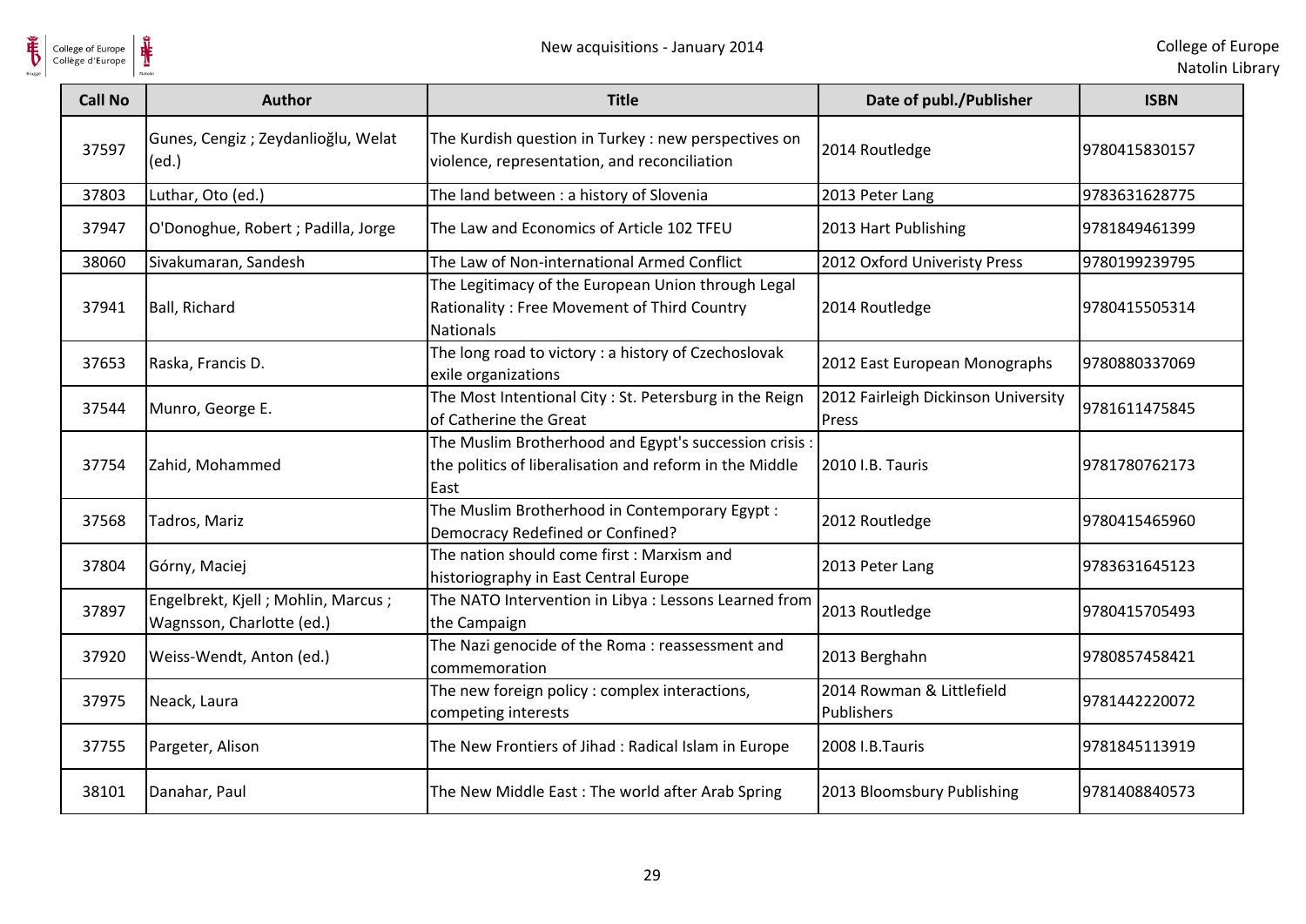| Call No | Author | Title | Date of publ./Publisher | ISBN |
| --- | --- | --- | --- | --- |
| 37597 | Gunes, Cengiz ; Zeydanlioğlu, Welat (ed.) | The Kurdish question in Turkey : new perspectives on violence, representation, and reconciliation | 2014 Routledge | 9780415830157 |
| 37803 | Luthar, Oto (ed.) | The land between : a history of Slovenia | 2013 Peter Lang | 9783631628775 |
| 37947 | O'Donoghue, Robert ; Padilla, Jorge | The Law and Economics of Article 102 TFEU | 2013 Hart Publishing | 9781849461399 |
| 38060 | Sivakumaran, Sandesh | The Law of Non-international Armed Conflict | 2012 Oxford Univeristy Press | 9780199239795 |
| 37941 | Ball, Richard | The Legitimacy of the European Union through Legal Rationality : Free Movement of Third Country Nationals | 2014 Routledge | 9780415505314 |
| 37653 | Raska, Francis D. | The long road to victory : a history of Czechoslovak exile organizations | 2012 East European Monographs | 9780880337069 |
| 37544 | Munro, George E. | The Most Intentional City : St. Petersburg in the Reign of Catherine the Great | 2012 Fairleigh Dickinson University Press | 9781611475845 |
| 37754 | Zahid, Mohammed | The Muslim Brotherhood and Egypt's succession crisis : the politics of liberalisation and reform in the Middle East | 2010 I.B. Tauris | 9781780762173 |
| 37568 | Tadros, Mariz | The Muslim Brotherhood in Contemporary Egypt : Democracy Redefined or Confined? | 2012 Routledge | 9780415465960 |
| 37804 | Górny, Maciej | The nation should come first : Marxism and historiography in East Central Europe | 2013 Peter Lang | 9783631645123 |
| 37897 | Engelbrekt, Kjell ; Mohlin, Marcus ; Wagnsson, Charlotte (ed.) | The NATO Intervention in Libya : Lessons Learned from the Campaign | 2013 Routledge | 9780415705493 |
| 37920 | Weiss-Wendt, Anton (ed.) | The Nazi genocide of the Roma : reassessment and commemoration | 2013 Berghahn | 9780857458421 |
| 37975 | Neack, Laura | The new foreign policy : complex interactions, competing interests | 2014 Rowman & Littlefield Publishers | 9781442220072 |
| 37755 | Pargeter, Alison | The New Frontiers of Jihad : Radical Islam in Europe | 2008 I.B.Tauris | 9781845113919 |
| 38101 | Danahar, Paul | The New Middle East : The world after Arab Spring | 2013 Bloomsbury Publishing | 9781408840573 |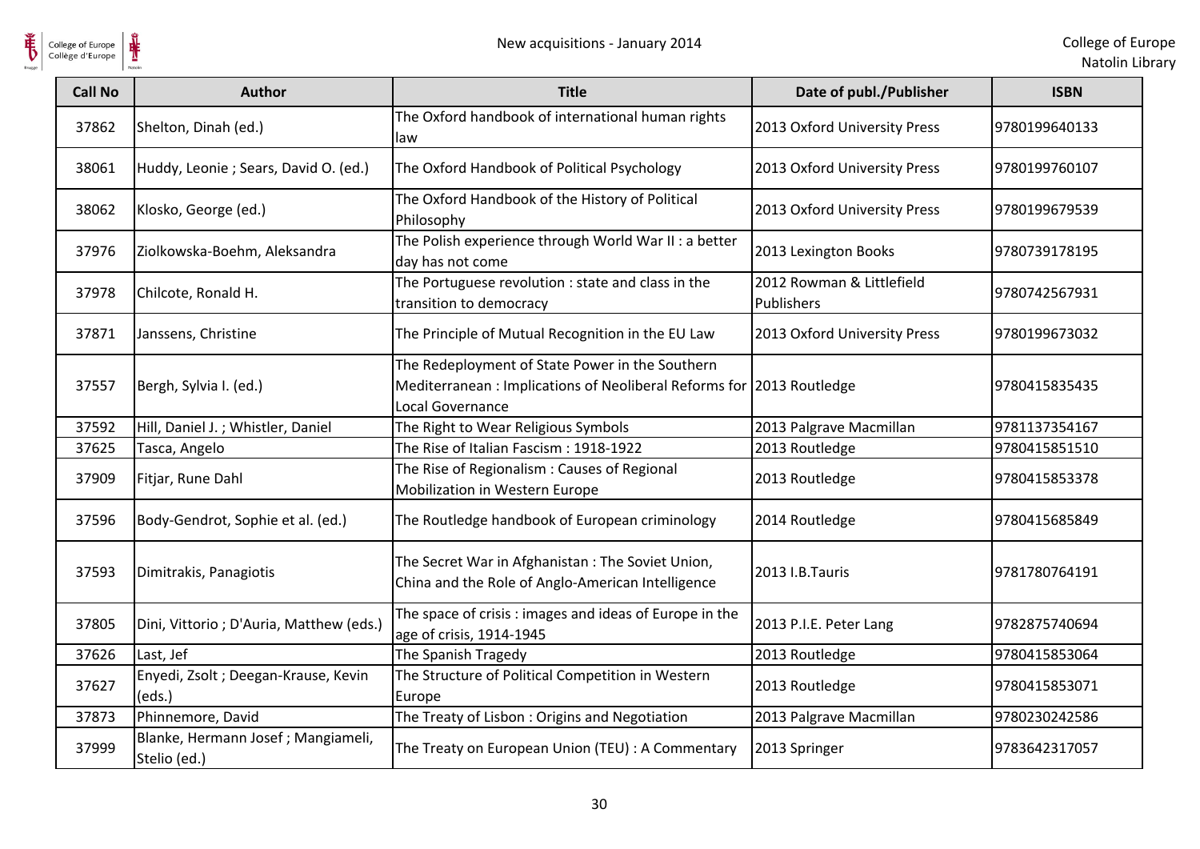| Call No | Author | Title | Date of publ./Publisher | ISBN |
|---|---|---|---|---|
| 37862 | Shelton, Dinah (ed.) | The Oxford handbook of international human rights law | 2013 Oxford University Press | 9780199640133 |
| 38061 | Huddy, Leonie ; Sears, David O. (ed.) | The Oxford Handbook of Political Psychology | 2013 Oxford University Press | 9780199760107 |
| 38062 | Klosko, George (ed.) | The Oxford Handbook of the History of Political Philosophy | 2013 Oxford University Press | 9780199679539 |
| 37976 | Ziolkowska-Boehm, Aleksandra | The Polish experience through World War II : a better day has not come | 2013 Lexington Books | 9780739178195 |
| 37978 | Chilcote, Ronald H. | The Portuguese revolution : state and class in the transition to democracy | 2012 Rowman & Littlefield Publishers | 9780742567931 |
| 37871 | Janssens, Christine | The Principle of Mutual Recognition in the EU Law | 2013 Oxford University Press | 9780199673032 |
| 37557 | Bergh, Sylvia I. (ed.) | The Redeployment of State Power in the Southern Mediterranean : Implications of Neoliberal Reforms for Local Governance | 2013 Routledge | 9780415835435 |
| 37592 | Hill, Daniel J. ; Whistler, Daniel | The Right to Wear Religious Symbols | 2013 Palgrave Macmillan | 9781137354167 |
| 37625 | Tasca, Angelo | The Rise of Italian Fascism : 1918-1922 | 2013 Routledge | 9780415851510 |
| 37909 | Fitjar, Rune Dahl | The Rise of Regionalism : Causes of Regional Mobilization in Western Europe | 2013 Routledge | 9780415853378 |
| 37596 | Body-Gendrot, Sophie et al. (ed.) | The Routledge handbook of European criminology | 2014 Routledge | 9780415685849 |
| 37593 | Dimitrakis, Panagiotis | The Secret War in Afghanistan : The Soviet Union, China and the Role of Anglo-American Intelligence | 2013 I.B.Tauris | 9781780764191 |
| 37805 | Dini, Vittorio ; D'Auria, Matthew (eds.) | The space of crisis : images and ideas of Europe in the age of crisis, 1914-1945 | 2013 P.I.E. Peter Lang | 9782875740694 |
| 37626 | Last, Jef | The Spanish Tragedy | 2013 Routledge | 9780415853064 |
| 37627 | Enyedi, Zsolt ; Deegan-Krause, Kevin (eds.) | The Structure of Political Competition in Western Europe | 2013 Routledge | 9780415853071 |
| 37873 | Phinnemore, David | The Treaty of Lisbon : Origins and Negotiation | 2013 Palgrave Macmillan | 9780230242586 |
| 37999 | Blanke, Hermann Josef ; Mangiameli, Stelio (ed.) | The Treaty on European Union (TEU) : A Commentary | 2013 Springer | 9783642317057 |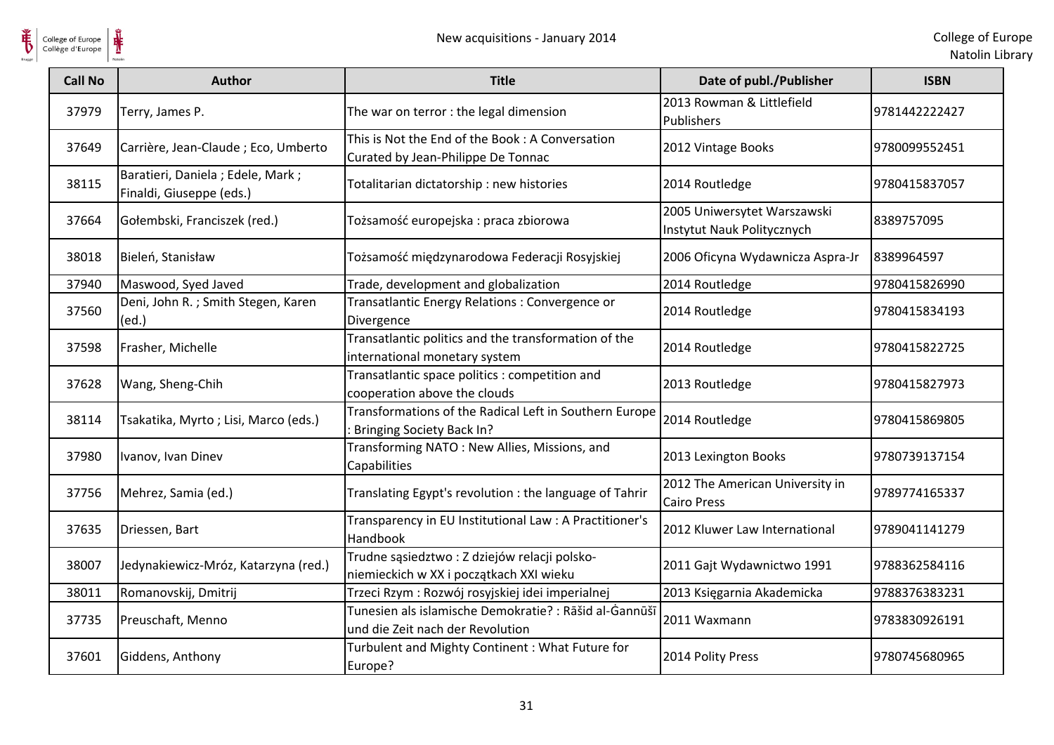| Call No | Author | Title | Date of publ./Publisher | ISBN |
|---|---|---|---|---|
| 37979 | Terry, James P. | The war on terror : the legal dimension | 2013 Rowman & Littlefield Publishers | 9781442222427 |
| 37649 | Carrière, Jean-Claude ; Eco, Umberto | This is Not the End of the Book : A Conversation Curated by Jean-Philippe De Tonnac | 2012 Vintage Books | 9780099552451 |
| 38115 | Baratieri, Daniela ; Edele, Mark ; Finaldi, Giuseppe (eds.) | Totalitarian dictatorship : new histories | 2014 Routledge | 9780415837057 |
| 37664 | Gołembski, Franciszek (red.) | Tożsamość europejska : praca zbiorowa | 2005 Uniwersytet Warszawski Instytut Nauk Politycznych | 8389757095 |
| 38018 | Bieleń, Stanisław | Tożsamość międzynarodowa Federacji Rosyjskiej | 2006 Oficyna Wydawnicza Aspra-Jr | 8389964597 |
| 37940 | Maswood, Syed Javed | Trade, development and globalization | 2014 Routledge | 9780415826990 |
| 37560 | Deni, John R. ; Smith Stegen, Karen (ed.) | Transatlantic Energy Relations : Convergence or Divergence | 2014 Routledge | 9780415834193 |
| 37598 | Frasher, Michelle | Transatlantic politics and the transformation of the international monetary system | 2014 Routledge | 9780415822725 |
| 37628 | Wang, Sheng-Chih | Transatlantic space politics : competition and cooperation above the clouds | 2013 Routledge | 9780415827973 |
| 38114 | Tsakatika, Myrto ; Lisi, Marco (eds.) | Transformations of the Radical Left in Southern Europe : Bringing Society Back In? | 2014 Routledge | 9780415869805 |
| 37980 | Ivanov, Ivan Dinev | Transforming NATO : New Allies, Missions, and Capabilities | 2013 Lexington Books | 9780739137154 |
| 37756 | Mehrez, Samia (ed.) | Translating Egypt's revolution : the language of Tahrir | 2012 The American University in Cairo Press | 9789774165337 |
| 37635 | Driessen, Bart | Transparency in EU Institutional Law : A Practitioner's Handbook | 2012 Kluwer Law International | 9789041141279 |
| 38007 | Jedynakiewicz-Mróz, Katarzyna (red.) | Trudne sąsiedztwo : Z dziejów relacji polsko-niemieckich w XX i początkach XXI wieku | 2011 Gajt Wydawnictwo 1991 | 9788362584116 |
| 38011 | Romanovskij, Dmitrij | Trzeci Rzym : Rozwój rosyjskiej idei imperialnej | 2013 Księgarnia Akademicka | 9788376383231 |
| 37735 | Preuschaft, Menno | Tunesien als islamische Demokratie? : Rāšid al-Ġannūšī und die Zeit nach der Revolution | 2011 Waxmann | 9783830926191 |
| 37601 | Giddens, Anthony | Turbulent and Mighty Continent : What Future for Europe? | 2014 Polity Press | 9780745680965 |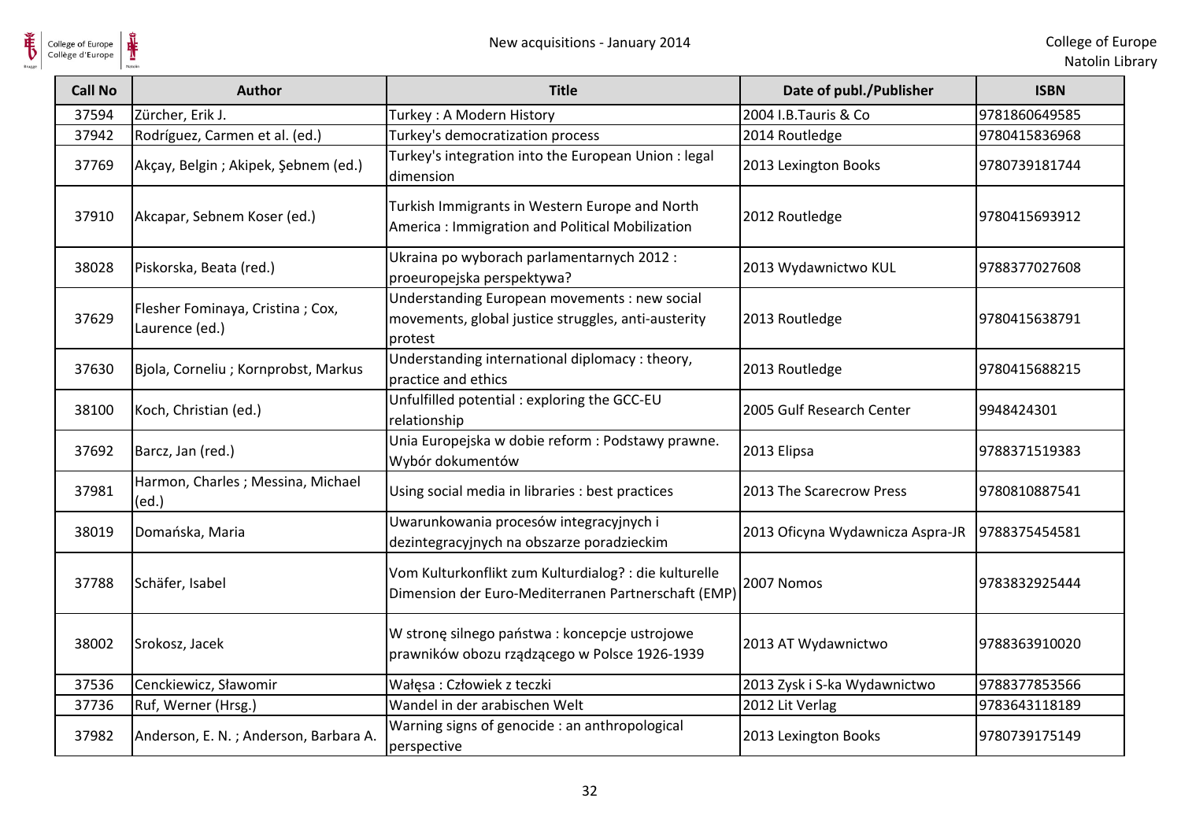| Call No | Author | Title | Date of publ./Publisher | ISBN |
|---|---|---|---|---|
| 37594 | Zürcher, Erik J. | Turkey : A Modern History | 2004 I.B.Tauris & Co | 9781860649585 |
| 37942 | Rodríguez, Carmen et al. (ed.) | Turkey's democratization process | 2014 Routledge | 9780415836968 |
| 37769 | Akçay, Belgin ; Akipek, Şebnem (ed.) | Turkey's integration into the European Union : legal dimension | 2013 Lexington Books | 9780739181744 |
| 37910 | Akcapar, Sebnem Koser (ed.) | Turkish Immigrants in Western Europe and North America : Immigration and Political Mobilization | 2012 Routledge | 9780415693912 |
| 38028 | Piskorska, Beata (red.) | Ukraina po wyborach parlamentarnych 2012 : proeuropejska perspektywa? | 2013 Wydawnictwo KUL | 9788377027608 |
| 37629 | Flesher Fominaya, Cristina ; Cox, Laurence (ed.) | Understanding European movements : new social movements, global justice struggles, anti-austerity protest | 2013 Routledge | 9780415638791 |
| 37630 | Bjola, Corneliu ; Kornprobst, Markus | Understanding international diplomacy : theory, practice and ethics | 2013 Routledge | 9780415688215 |
| 38100 | Koch, Christian (ed.) | Unfulfilled potential : exploring the GCC-EU relationship | 2005 Gulf Research Center | 9948424301 |
| 37692 | Barcz, Jan (red.) | Unia Europejska w dobie reform : Podstawy prawne. Wybór dokumentów | 2013 Elipsa | 9788371519383 |
| 37981 | Harmon, Charles ; Messina, Michael (ed.) | Using social media in libraries : best practices | 2013 The Scarecrow Press | 9780810887541 |
| 38019 | Domańska, Maria | Uwarunkowania procesów integracyjnych i dezintegracyjnych na obszarze poradzieckim | 2013 Oficyna Wydawnicza Aspra-JR | 9788375454581 |
| 37788 | Schäfer, Isabel | Vom Kulturkonflikt zum Kulturdialog? : die kulturelle Dimension der Euro-Mediterranen Partnerschaft (EMP) | 2007 Nomos | 9783832925444 |
| 38002 | Srokosz, Jacek | W stronę silnego państwa : koncepcje ustrojowe prawników obozu rządzącego w Polsce 1926-1939 | 2013 AT Wydawnictwo | 9788363910020 |
| 37536 | Cenckiewicz, Sławomir | Wałęsa : Człowiek z teczki | 2013 Zysk i S-ka Wydawnictwo | 9788377853566 |
| 37736 | Ruf, Werner (Hrsg.) | Wandel in der arabischen Welt | 2012 Lit Verlag | 9783643118189 |
| 37982 | Anderson, E. N. ; Anderson, Barbara A. | Warning signs of genocide : an anthropological perspective | 2013 Lexington Books | 9780739175149 |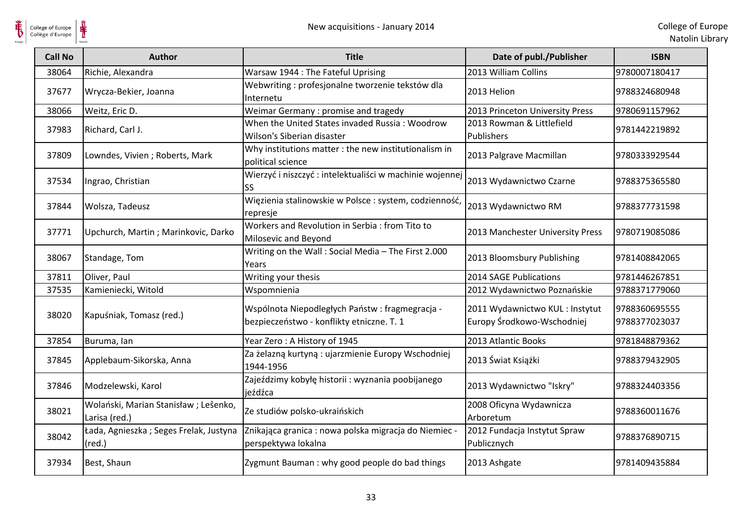| Call No | Author | Title | Date of publ./Publisher | ISBN |
|---|---|---|---|---|
| 38064 | Richie, Alexandra | Warsaw 1944 : The Fateful Uprising | 2013 William Collins | 9780007180417 |
| 37677 | Wrycza-Bekier, Joanna | Webwriting : profesjonalne tworzenie tekstów dla Internetu | 2013 Helion | 9788324680948 |
| 38066 | Weitz, Eric D. | Weimar Germany : promise and tragedy | 2013 Princeton University Press | 9780691157962 |
| 37983 | Richard, Carl J. | When the United States invaded Russia : Woodrow Wilson's Siberian disaster | 2013 Rowman & Littlefield Publishers | 9781442219892 |
| 37809 | Lowndes, Vivien ; Roberts, Mark | Why institutions matter : the new institutionalism in political science | 2013 Palgrave Macmillan | 9780333929544 |
| 37534 | Ingrao, Christian | Wierzyć i niszczyć : intelektualiści w machinie wojennej SS | 2013 Wydawnictwo Czarne | 9788375365580 |
| 37844 | Wolsza, Tadeusz | Więzienia stalinowskie w Polsce : system, codzienność, represje | 2013 Wydawnictwo RM | 9788377731598 |
| 37771 | Upchurch, Martin ; Marinkovic, Darko | Workers and Revolution in Serbia : from Tito to Milosevic and Beyond | 2013 Manchester University Press | 9780719085086 |
| 38067 | Standage, Tom | Writing on the Wall : Social Media – The First 2.000 Years | 2013 Bloomsbury Publishing | 9781408842065 |
| 37811 | Oliver, Paul | Writing your thesis | 2014 SAGE Publications | 9781446267851 |
| 37535 | Kamieniecki, Witold | Wspomnienia | 2012 Wydawnictwo Poznańskie | 9788371779060 |
| 38020 | Kapuśniak, Tomasz (red.) | Wspólnota Niepodległych Państw : fragmegracja - bezpieczeństwo - konflikty etniczne. T. 1 | 2011 Wydawnictwo KUL : Instytut Europy Środkowo-Wschodniej | 9788360695555 9788377023037 |
| 37854 | Buruma, Ian | Year Zero : A History of 1945 | 2013 Atlantic Books | 9781848879362 |
| 37845 | Applebaum-Sikorska, Anna | Za żelazną kurtyną : ujarzmienie Europy Wschodniej 1944-1956 | 2013 Świat Książki | 9788379432905 |
| 37846 | Modzelewski, Karol | Zajeździmy kobyłę historii : wyznania poobijanego jeźdźca | 2013 Wydawnictwo "Iskry" | 9788324403356 |
| 38021 | Wolański, Marian Stanisław ; Lešenko, Larisa (red.) | Ze studiów polsko-ukraińskich | 2008 Oficyna Wydawnicza Arboretum | 9788360011676 |
| 38042 | Łada, Agnieszka ; Seges Frelak, Justyna (red.) | Znikająca granica : nowa polska migracja do Niemiec - perspektywa lokalna | 2012 Fundacja Instytut Spraw Publicznych | 9788376890715 |
| 37934 | Best, Shaun | Zygmunt Bauman : why good people do bad things | 2013 Ashgate | 9781409435884 |